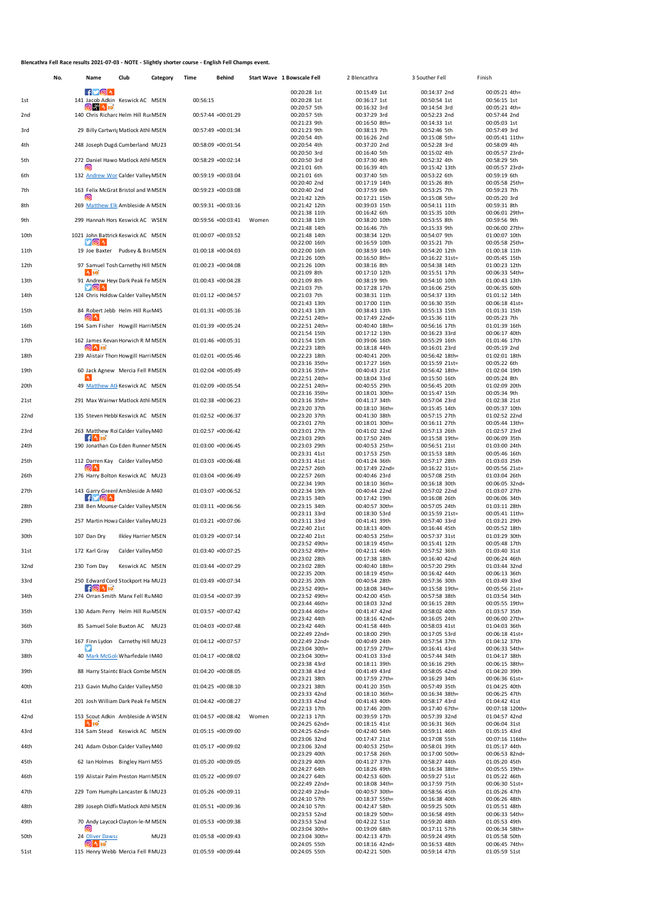**Blencathra Fell Race results 2021-07-03 - NOTE - Slightly shorter course - English Fell Champs event.**

| No. | | Name | Club | Category | Time | Behind | Start Wave | 1 Bowscale Fell | 2 Blencathra | 3 Souther Fell | Finish |
|---|---|---|---|---|---|---|---|---|---|---|---|
| | | | | | | | | 00:20:28 1st | 00:15:49 1st | 00:14:37 2nd | 00:05:21 4th= |
| 1st | 141 | Jacob Adkin | Keswick AC | MSEN | 00:56:15 | | | 00:20:28 1st | 00:36:17 1st | 00:50:54 1st | 00:56:15 1st |
| | | | | | | | | 00:20:57 5th | 00:16:32 3rd | 00:14:54 3rd | 00:05:21 4th= |
| 2nd | 140 | Chris Richard | Helm Hill Run | MSEN | 00:57:44 | +00:01:29 | | 00:20:57 5th | 00:37:29 3rd | 00:52:23 2nd | 00:57:44 2nd |
| | | | | | | | | 00:21:23 9th | 00:16:50 8th= | 00:14:33 1st | 00:05:03 1st |
| 3rd | 29 | Billy Cartwrig | Matlock Athl | MSEN | 00:57:49 | +00:01:34 | | 00:21:23 9th | 00:38:13 7th | 00:52:46 5th | 00:57:49 3rd |
| | | | | | | | | 00:20:54 4th | 00:16:26 2nd | 00:15:08 5th= | 00:05:41 11th= |
| 4th | 248 | Joseph Dugd | Cumberland | MU23 | 00:58:09 | +00:01:54 | | 00:20:54 4th | 00:37:20 2nd | 00:52:28 4th | 00:58:09 4th |
| | | | | | | | | 00:20:50 3rd | 00:16:40 5th | 00:15:02 4th | 00:05:57 23rd= |
| 5th | 272 | Daniel Hawo | Matlock Athl | MSEN | 00:58:29 | +00:02:14 | | 00:20:50 3rd | 00:37:30 4th | 00:52:32 4th | 00:58:29 5th |
| | | | | | | | | 00:21:01 6th | 00:16:39 4th | 00:15:42 13th | 00:05:57 23rd= |
| 6th | 132 | Andrew Wor | Calder Valley | MSEN | 00:59:19 | +00:03:04 | | 00:21:01 6th | 00:37:40 5th | 00:53:22 6th | 00:59:19 6th |
| | | | | | | | | 00:20:40 2nd | 00:17:19 14th | 00:15:26 8th | 00:05:58 25th= |
| 7th | 163 | Felix McGrat | Bristol and W | MSEN | 00:59:23 | +00:03:08 | | 00:20:40 2nd | 00:37:59 6th | 00:53:25 7th | 00:59:23 7th |
| | | | | | | | | 00:21:42 12th | 00:17:21 15th | 00:15:08 5th= | 00:05:20 3rd |
| 8th | 269 | Matthew Elk | Ambleside A | MSEN | 00:59:31 | +00:03:16 | | 00:21:42 12th | 00:39:03 15th | 00:54:11 11th | 00:59:31 8th |
| | | | | | | | | 00:21:38 11th | 00:16:42 6th | 00:15:35 10th | 00:06:01 29th= |
| 9th | 299 | Hannah Hors | Keswick AC | WSEN | 00:59:56 | +00:03:41 | Women | 00:21:38 11th | 00:38:20 10th | 00:53:55 8th | 00:59:56 9th |
| | | | | | | | | 00:21:48 14th | 00:16:46 7th | 00:15:33 9th | 00:06:00 27th= |
| 10th | 1021 | John Battrick | Keswick AC | MSEN | 01:00:07 | +00:03:52 | | 00:21:48 14th | 00:38:34 12th | 00:54:07 9th | 01:00:07 10th |
| | | | | | | | | 00:22:00 16th | 00:16:59 10th | 00:15:21 7th | 00:05:58 25th= |
| 11th | 19 | Joe Baxter | Pudsey & Bra | MSEN | 01:00:18 | +00:04:03 | | 00:22:00 16th | 00:38:59 14th | 00:54:20 12th | 01:00:18 11th |
| | | | | | | | | 00:21:26 10th | 00:16:50 8th= | 00:16:22 31st= | 00:05:45 15th |
| 12th | 97 | Samuel Tosh | Carnethy Hill | MSEN | 01:00:23 | +00:04:08 | | 00:21:26 10th | 00:38:16 8th | 00:54:38 14th | 01:00:23 12th |
| | | | | | | | | 00:21:09 8th | 00:17:10 12th | 00:15:51 17th | 00:06:33 54th= |
| 13th | 91 | Andrew Heye | Dark Peak Fe | MSEN | 01:00:43 | +00:04:28 | | 00:21:09 8th | 00:38:19 9th | 00:54:10 10th | 01:00:43 13th |
| | | | | | | | | 00:21:03 7th | 00:17:28 17th | 00:16:06 25th | 00:06:35 60th |
| 14th | 124 | Chris Holdsw | Calder Valley | MSEN | 01:01:12 | +00:04:57 | | 00:21:03 7th | 00:38:31 11th | 00:54:37 13th | 01:01:12 14th |
| | | | | | | | | 00:21:43 13th | 00:17:00 11th | 00:16:30 35th | 00:06:18 41st= |
| 15th | 84 | Robert Jebb | Helm Hill Run | M45 | 01:01:31 | +00:05:16 | | 00:21:43 13th | 00:38:43 13th | 00:55:13 15th | 01:01:31 15th |
| | | | | | | | | 00:22:51 24th= | 00:17:49 22nd= | 00:15:36 11th | 00:05:23 7th |
| 16th | 194 | Sam Fisher | Howgill Harri | MSEN | 01:01:39 | +00:05:24 | | 00:22:51 24th= | 00:40:40 18th= | 00:56:16 17th | 01:01:39 16th |
| | | | | | | | | 00:21:54 15th | 00:17:12 13th | 00:16:23 33rd | 00:06:17 40th |
| 17th | 162 | James Kevan | Horwich R M | MSEN | 01:01:46 | +00:05:31 | | 00:21:54 15th | 00:39:06 16th | 00:55:29 16th | 01:01:46 17th |
| | | | | | | | | 00:22:23 18th | 00:18:18 44th | 00:16:01 23rd | 00:05:19 2nd |
| 18th | 239 | Alistair Thorn | Howgill Harri | MSEN | 01:02:01 | +00:05:46 | | 00:22:23 18th | 00:40:41 20th | 00:56:42 18th= | 01:02:01 18th |
| | | | | | | | | 00:23:16 35th= | 00:17:27 16th | 00:15:59 21st= | 00:05:22 6th |
| 19th | 60 | Jack Agnew | Mercia Fell R | MSEN | 01:02:04 | +00:05:49 | | 00:23:16 35th= | 00:40:43 21st | 00:56:42 18th= | 01:02:04 19th |
| | | | | | | | | 00:22:51 24th= | 00:18:04 33rd | 00:15:50 16th | 00:05:24 8th |
| 20th | 49 | Matthew Atk | Keswick AC | MSEN | 01:02:09 | +00:05:54 | | 00:22:51 24th= | 00:40:55 29th | 00:56:45 20th | 01:02:09 20th |
| | | | | | | | | 00:23:16 35th= | 00:18:01 30th= | 00:15:47 15th | 00:05:34 9th |
| 21st | 291 | Max Wainwr | Matlock Athl | MSEN | 01:02:38 | +00:06:23 | | 00:23:16 35th= | 00:41:17 34th | 00:57:04 23rd | 01:02:38 21st |
| | | | | | | | | 00:23:20 37th | 00:18:10 36th= | 00:15:45 14th | 00:05:37 10th |
| 22nd | 135 | Steven Hebb | Keswick AC | MSEN | 01:02:52 | +00:06:37 | | 00:23:20 37th | 00:41:30 38th | 00:57:15 27th | 01:02:52 22nd |
| | | | | | | | | 00:23:01 27th | 00:18:01 30th= | 00:16:11 27th | 00:05:44 13th= |
| 23rd | 263 | Matthew Ro | Calder Valley | M40 | 01:02:57 | +00:06:42 | | 00:23:01 27th | 00:41:02 32nd | 00:57:13 26th | 01:02:57 23rd |
| | | | | | | | | 00:23:03 29th | 00:17:50 24th | 00:15:58 19th= | 00:06:09 35th |
| 24th | 190 | Jonathan Co | Eden Runner | MSEN | 01:03:00 | +00:06:45 | | 00:23:03 29th | 00:40:53 25th= | 00:56:51 21st | 01:03:00 24th |
| | | | | | | | | 00:23:31 41st | 00:17:53 25th | 00:15:53 18th | 00:05:46 16th |
| 25th | 112 | Darren Kay | Calder Valley | M50 | 01:03:03 | +00:06:48 | | 00:23:31 41st | 00:41:24 36th | 00:57:17 28th | 01:03:03 25th |
| | | | | | | | | 00:22:57 26th | 00:17:49 22nd= | 00:16:22 31st= | 00:05:56 21st= |
| 26th | 276 | Harry Bolton | Keswick AC | MU23 | 01:03:04 | +00:06:49 | | 00:22:57 26th | 00:40:46 23rd | 00:57:08 25th | 01:03:04 26th |
| | | | | | | | | 00:22:34 19th | 00:18:10 36th= | 00:16:18 30th | 00:06:05 32nd= |
| 27th | 143 | Garry Green | Ambleside A | M40 | 01:03:07 | +00:06:52 | | 00:22:34 19th | 00:40:44 22nd | 00:57:02 22nd | 01:03:07 27th |
| | | | | | | | | 00:23:15 34th | 00:17:42 19th | 00:16:08 26th | 00:06:06 34th |
| 28th | 238 | Ben Mounse | Calder Valley | MSEN | 01:03:11 | +00:06:56 | | 00:23:15 34th | 00:40:57 30th= | 00:57:05 24th | 01:03:11 28th |
| | | | | | | | | 00:23:11 33rd | 00:18:30 53rd | 00:15:59 21st= | 00:05:41 11th= |
| 29th | 257 | Martin Howa | Calder Valley | MU23 | 01:03:21 | +00:07:06 | | 00:23:11 33rd | 00:41:41 39th | 00:57:40 33rd | 01:03:21 29th |
| | | | | | | | | 00:22:40 21st | 00:18:13 40th | 00:16:44 45th | 00:05:52 18th |
| 30th | 107 | Dan Dry | Ilkley Harrier | MSEN | 01:03:29 | +00:07:14 | | 00:22:40 21st | 00:40:53 25th= | 00:57:37 31st | 01:03:29 30th |
| | | | | | | | | 00:23:52 49th= | 00:18:19 45th= | 00:15:41 12th | 00:05:48 17th |
| 31st | 172 | Karl Gray | Calder Valley | M50 | 01:03:40 | +00:07:25 | | 00:23:52 49th= | 00:42:11 46th | 00:57:52 36th | 01:03:40 31st |
| | | | | | | | | 00:23:02 28th | 00:17:38 18th | 00:16:40 42nd | 00:06:24 46th |
| 32nd | 230 | Tom Day | Keswick AC | MSEN | 01:03:44 | +00:07:29 | | 00:23:02 28th | 00:40:40 18th= | 00:57:20 29th | 01:03:44 32nd |
| | | | | | | | | 00:22:35 20th | 00:18:19 45th= | 00:16:42 44th | 00:06:13 36th |
| 33rd | 250 | Edward Cord | Stockport Ha | MU23 | 01:03:49 | +00:07:34 | | 00:22:35 20th | 00:40:54 28th | 00:57:36 30th | 01:03:49 33rd |
| | | | | | | | | 00:23:52 49th= | 00:18:08 34th= | 00:15:58 19th= | 00:05:56 21st= |
| 34th | 274 | Orran Smith | Manx Fell Ru | M40 | 01:03:54 | +00:07:39 | | 00:23:52 49th= | 00:42:00 45th | 00:57:58 38th | 01:03:54 34th |
| | | | | | | | | 00:23:44 46th= | 00:18:03 32nd | 00:16:15 28th | 00:05:55 19th= |
| 35th | 130 | Adam Perry | Helm Hill Run | MSEN | 01:03:57 | +00:07:42 | | 00:23:44 46th= | 00:41:47 42nd | 00:58:02 40th | 01:03:57 35th |
| | | | | | | | | 00:23:42 44th | 00:18:16 42nd= | 00:16:05 24th | 00:06:00 27th= |
| 36th | 85 | Samuel Sole | Buxton AC | MU23 | 01:04:03 | +00:07:48 | | 00:23:42 44th | 00:41:58 44th | 00:58:03 41st | 01:04:03 36th |
| | | | | | | | | 00:22:49 22nd= | 00:18:00 29th | 00:17:05 53rd | 00:06:18 41st= |
| 37th | 167 | Finn Lydon | Carnethy Hill | MU23 | 01:04:12 | +00:07:57 | | 00:22:49 22nd= | 00:40:49 24th | 00:57:54 37th | 01:04:12 37th |
| | | | | | | | | 00:23:04 30th= | 00:17:59 27th= | 00:16:41 43rd | 00:06:33 54th= |
| 38th | 40 | Mark McGol | Wharfedale H | M40 | 01:04:17 | +00:08:02 | | 00:23:04 30th= | 00:41:03 33rd | 00:57:44 34th | 01:04:17 38th |
| | | | | | | | | 00:23:38 43rd | 00:18:11 39th | 00:16:16 29th | 00:06:15 38th= |
| 39th | 88 | Harry Staint | Black Combe | MSEN | 01:04:20 | +00:08:05 | | 00:23:38 43rd | 00:41:49 43rd | 00:58:05 42nd | 01:04:20 39th |
| | | | | | | | | 00:23:21 38th | 00:17:59 27th= | 00:16:29 34th | 00:06:36 61st= |
| 40th | 213 | Gavin Mulho | Calder Valley | M50 | 01:04:25 | +00:08:10 | | 00:23:21 38th | 00:41:20 35th | 00:57:49 35th | 01:04:25 40th |
| | | | | | | | | 00:23:33 42nd | 00:18:10 36th= | 00:16:34 38th= | 00:06:25 47th |
| 41st | 201 | Josh William | Dark Peak Fe | MSEN | 01:04:42 | +00:08:27 | | 00:23:33 42nd | 00:41:43 40th | 00:58:17 43rd | 01:04:42 41st |
| | | | | | | | | 00:22:13 17th | 00:17:46 20th | 00:17:40 67th= | 00:07:18 120th= |
| 42nd | 153 | Scout Adkin | Ambleside A | WSEN | 01:04:57 | +00:08:42 | Women | 00:22:13 17th | 00:39:59 17th | 00:57:39 32nd | 01:04:57 42nd |
| | | | | | | | | 00:24:25 62nd= | 00:18:15 41st | 00:16:31 36th | 00:06:04 31st |
| 43rd | 314 | Sam Stead | Keswick AC | MSEN | 01:05:15 | +00:09:00 | | 00:24:25 62nd= | 00:42:40 54th | 00:59:11 46th | 01:05:15 43rd |
| | | | | | | | | 00:23:06 32nd | 00:17:47 21st | 00:17:08 55th | 00:07:16 116th= |
| 44th | 241 | Adam Osbor | Calder Valley | M40 | 01:05:17 | +00:09:02 | | 00:23:06 32nd | 00:40:53 25th= | 00:58:01 39th | 01:05:17 44th |
| | | | | | | | | 00:23:29 40th | 00:17:58 26th | 00:17:00 50th= | 00:06:53 82nd= |
| 45th | 62 | Ian Holmes | Bingley Harri | M55 | 01:05:20 | +00:09:05 | | 00:23:29 40th | 00:41:27 37th | 00:58:27 44th | 01:05:20 45th |
| | | | | | | | | 00:24:27 64th | 00:18:26 49th | 00:16:34 38th= | 00:05:55 19th= |
| 46th | 159 | Alistair Palm | Preston Harri | MSEN | 01:05:22 | +00:09:07 | | 00:24:27 64th | 00:42:53 60th | 00:59:27 51st | 01:05:22 46th |
| | | | | | | | | 00:22:49 22nd= | 00:18:08 34th= | 00:17:59 75th | 00:06:30 51st= |
| 47th | 229 | Tom Humph | Lancaster & | MU23 | 01:05:26 | +00:09:11 | | 00:22:49 22nd= | 00:40:57 30th= | 00:58:56 45th | 01:05:26 47th |
| | | | | | | | | 00:24:10 57th | 00:18:37 55th= | 00:16:38 40th | 00:06:26 48th |
| 48th | 289 | Joseph Oldfi | Matlock Athl | MSEN | 01:05:51 | +00:09:36 | | 00:24:10 57th | 00:42:47 58th | 00:59:25 50th | 01:05:51 48th |
| | | | | | | | | 00:23:53 52nd | 00:18:29 50th= | 00:16:58 49th | 00:06:33 54th= |
| 49th | 70 | Andy Laycoc | Clayton-le-M | MSEN | 01:05:53 | +00:09:38 | | 00:23:53 52nd | 00:42:22 51st | 00:59:20 48th | 01:05:53 49th |
| | | | | | | | | 00:23:04 30th= | 00:19:09 68th | 00:17:11 57th | 00:06:34 58th= |
| 50th | 24 | Oliver Dawso | | MU23 | 01:05:58 | +00:09:43 | | 00:23:04 30th= | 00:42:13 47th | 00:59:24 49th | 01:05:58 50th |
| | | | | | | | | 00:24:05 55th | 00:18:16 42nd= | 00:16:53 48th | 00:06:45 74th= |
| 51st | 115 | Henry Webb | Mercia Fell R | MU23 | 01:05:59 | +00:09:44 | | 00:24:05 55th | 00:42:21 50th | 00:59:14 47th | 01:05:59 51st |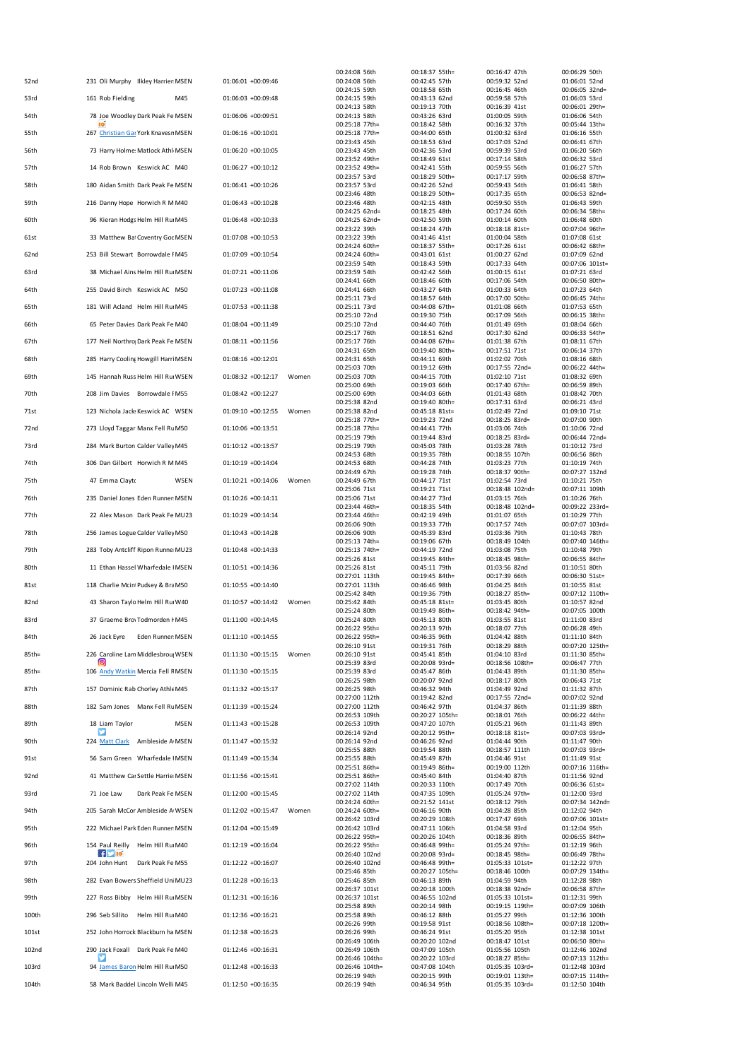| Pos | No. | Name / Club | Cat | Time | Gap | Women | Split 1 | Split 2 | Split 3 | Split 4 |
|---|---|---|---|---|---|---|---|---|---|---|
| | | | | | | | 00:24:08 56th | 00:18:37 55th= | 00:16:47 47th | 00:06:29 50th |
| 52nd | 231 | Oli Murphy Ilkley Harrier | MSEN | 01:06:01 | +00:09:46 | | 00:24:08 56th | 00:42:45 57th | 00:59:32 52nd | 01:06:01 52nd |
| | | | | | | | 00:24:15 59th | 00:18:58 65th | 00:16:45 46th | 00:06:05 32nd= |
| 53rd | 161 | Rob Fielding | M45 | 01:06:03 | +00:09:48 | | 00:24:15 59th | 00:43:13 62nd | 00:59:58 57th | 01:06:03 53rd |
| | | | | | | | 00:24:13 58th | 00:19:13 70th | 00:16:39 41st | 00:06:01 29th= |
| 54th | 78 | Joe Woodley Dark Peak Fe | MSEN | 01:06:06 | +00:09:51 | | 00:24:13 58th | 00:43:26 63rd | 01:00:05 59th | 01:06:06 54th |
| | | | | | | | 00:25:18 77th= | 00:18:42 58th | 00:16:32 37th | 00:05:44 13th= |
| 55th | 267 | Christian Gar York Knavesm | MSEN | 01:06:16 | +00:10:01 | | 00:25:18 77th= | 00:44:00 65th | 01:00:32 63rd | 01:06:16 55th |
| | | | | | | | 00:23:43 45th | 00:18:53 63rd | 00:17:03 52nd | 00:06:41 67th |
| 56th | 73 | Harry Holme Matlock Athl | MSEN | 01:06:20 | +00:10:05 | | 00:23:43 45th | 00:42:36 53rd | 00:59:39 53rd | 01:06:20 56th |
| | | | | | | | 00:23:52 49th= | 00:18:49 61st | 00:17:14 58th | 00:06:32 53rd |
| 57th | 14 | Rob Brown Keswick AC | M40 | 01:06:27 | +00:10:12 | | 00:23:52 49th= | 00:42:41 55th | 00:59:55 56th | 01:06:27 57th |
| | | | | | | | 00:23:57 53rd | 00:18:29 50th= | 00:17:17 59th | 00:06:58 87th= |
| 58th | 180 | Aidan Smith Dark Peak Fe | MSEN | 01:06:41 | +00:10:26 | | 00:23:57 53rd | 00:42:26 52nd | 00:59:43 54th | 01:06:41 58th |
| | | | | | | | 00:23:46 48th | 00:18:29 50th= | 00:17:35 65th | 00:06:53 82nd= |
| 59th | 216 | Danny Hope Horwich R M | M40 | 01:06:43 | +00:10:28 | | 00:23:46 48th | 00:42:15 48th | 00:59:50 55th | 01:06:43 59th |
| | | | | | | | 00:24:25 62nd= | 00:18:25 48th | 00:17:24 60th | 00:06:34 58th= |
| 60th | 96 | Kieran Hodgs Helm Hill Ru | M45 | 01:06:48 | +00:10:33 | | 00:24:25 62nd= | 00:42:50 59th | 01:00:14 60th | 01:06:48 60th |
| | | | | | | | 00:23:22 39th | 00:18:24 47th | 00:18:18 81st= | 00:07:04 96th= |
| 61st | 33 | Matthew Ba Coventry Go | MSEN | 01:07:08 | +00:10:53 | | 00:23:22 39th | 00:41:46 41st | 01:00:04 58th | 01:07:08 61st |
| | | | | | | | 00:24:24 60th= | 00:18:37 55th= | 00:17:26 61st | 00:06:42 68th= |
| 62nd | 253 | Bill Stewart Borrowdale F | M45 | 01:07:09 | +00:10:54 | | 00:24:24 60th= | 00:43:01 61st | 01:00:27 62nd | 01:07:09 62nd |
| | | | | | | | 00:23:59 54th | 00:18:43 59th | 00:17:33 64th | 00:07:06 101st= |
| 63rd | 38 | Michael Ains Helm Hill Ru | MSEN | 01:07:21 | +00:11:06 | | 00:23:59 54th | 00:42:42 56th | 01:00:15 61st | 01:07:21 63rd |
| | | | | | | | 00:24:41 66th | 00:18:46 60th | 00:17:06 54th | 00:06:50 80th= |
| 64th | 255 | David Birch Keswick AC | M50 | 01:07:23 | +00:11:08 | | 00:24:41 66th | 00:43:27 64th | 01:00:33 64th | 01:07:23 64th |
| | | | | | | | 00:25:11 73rd | 00:18:57 64th | 00:17:00 50th= | 00:06:45 74th= |
| 65th | 181 | Will Acland Helm Hill Ru | M45 | 01:07:53 | +00:11:38 | | 00:25:11 73rd | 00:44:08 67th= | 01:01:08 66th | 01:07:53 65th |
| | | | | | | | 00:25:10 72nd | 00:19:30 75th | 00:17:09 56th | 00:06:15 38th= |
| 66th | 65 | Peter Davies Dark Peak Fe | M40 | 01:08:04 | +00:11:49 | | 00:25:10 72nd | 00:44:40 76th | 01:01:49 69th | 01:08:04 66th |
| | | | | | | | 00:25:17 76th | 00:18:51 62nd | 00:17:30 62nd | 00:06:33 54th= |
| 67th | 177 | Neil Northro Dark Peak Fe | MSEN | 01:08:11 | +00:11:56 | | 00:25:17 76th | 00:44:08 67th= | 01:01:38 67th | 01:08:11 67th |
| | | | | | | | 00:24:31 65th | 00:19:40 80th= | 00:17:51 71st | 00:06:14 37th |
| 68th | 285 | Harry Cooling Howgill Harri | MSEN | 01:08:16 | +00:12:01 | | 00:24:31 65th | 00:44:11 69th | 01:02:02 70th | 01:08:16 68th |
| | | | | | | | 00:25:03 70th | 00:19:12 69th | 00:17:55 72nd= | 00:06:22 44th= |
| 69th | 145 | Hannah Russ Helm Hill Ru | WSEN | 01:08:32 | +00:12:17 | Women | 00:25:03 70th | 00:44:15 70th | 01:02:10 71st | 01:08:32 69th |
| | | | | | | | 00:25:00 69th | 00:19:03 66th | 00:17:40 67th= | 00:06:59 89th |
| 70th | 208 | Jim Davies Borrowdale F | M55 | 01:08:42 | +00:12:27 | | 00:25:00 69th | 00:44:03 66th | 01:01:43 68th | 01:08:42 70th |
| | | | | | | | 00:25:38 82nd | 00:19:40 80th= | 00:17:31 63rd | 00:06:21 43rd |
| 71st | 123 | Nichola Jack Keswick AC | WSEN | 01:09:10 | +00:12:55 | Women | 00:25:38 82nd | 00:45:18 81st= | 01:02:49 72nd | 01:09:10 71st |
| | | | | | | | 00:25:18 77th= | 00:19:23 72nd | 00:18:25 83rd= | 00:07:00 90th |
| 72nd | 273 | Lloyd Taggar Manx Fell Ru | M50 | 01:10:06 | +00:13:51 | | 00:25:18 77th= | 00:44:41 77th | 01:03:06 74th | 01:10:06 72nd |
| | | | | | | | 00:25:19 79th | 00:19:44 83rd | 00:18:25 83rd= | 00:06:44 72nd= |
| 73rd | 284 | Mark Burton Calder Valley | M45 | 01:10:12 | +00:13:57 | | 00:25:19 79th | 00:45:03 78th | 01:03:28 78th | 01:10:12 73rd |
| | | | | | | | 00:24:53 68th | 00:19:35 78th | 00:18:55 107th | 00:06:56 86th |
| 74th | 306 | Dan Gilbert Horwich R M | M45 | 01:10:19 | +00:14:04 | | 00:24:53 68th | 00:44:28 74th | 01:03:23 77th | 01:10:19 74th |
| | | | | | | | 00:24:49 67th | 00:19:28 74th | 00:18:37 90th= | 00:07:27 132nd |
| 75th | 47 | Emma Clayt | WSEN | 01:10:21 | +00:14:06 | Women | 00:24:49 67th | 00:44:17 71st | 01:02:54 73rd | 01:10:21 75th |
| | | | | | | | 00:25:06 71st | 00:19:21 71st | 00:18:48 102nd= | 00:07:11 109th |
| 76th | 235 | Daniel Jones Eden Runner | MSEN | 01:10:26 | +00:14:11 | | 00:25:06 71st | 00:44:27 73rd | 01:03:15 76th | 01:10:26 76th |
| | | | | | | | 00:23:44 46th= | 00:18:35 54th | 00:18:48 102nd= | 00:09:22 233rd= |
| 77th | 22 | Alex Mason Dark Peak Fe | MU23 | 01:10:29 | +00:14:14 | | 00:23:44 46th= | 00:42:19 49th | 01:01:07 65th | 01:10:29 77th |
| | | | | | | | 00:26:06 90th | 00:19:33 77th | 00:17:57 74th | 00:07:07 103rd= |
| 78th | 256 | James Logue Calder Valley | M50 | 01:10:43 | +00:14:28 | | 00:26:06 90th | 00:45:39 83rd | 01:03:36 79th | 01:10:43 78th |
| | | | | | | | 00:25:13 74th= | 00:19:06 67th | 00:18:49 104th | 00:07:40 146th= |
| 79th | 283 | Toby Antcliff Ripon Runne | MU23 | 01:10:48 | +00:14:33 | | 00:25:13 74th= | 00:44:19 72nd | 01:03:08 75th | 01:10:48 79th |
| | | | | | | | 00:25:26 81st | 00:19:45 84th= | 00:18:45 98th= | 00:06:55 84th= |
| 80th | 11 | Ethan Hassel Wharfedale I | MSEN | 01:10:51 | +00:14:36 | | 00:25:26 81st | 00:45:11 79th | 01:03:56 82nd | 01:10:51 80th |
| | | | | | | | 00:27:01 113th | 00:19:45 84th= | 00:17:39 66th | 00:06:30 51st= |
| 81st | 118 | Charlie Mcin Pudsey & Bra | M50 | 01:10:55 | +00:14:40 | | 00:27:01 113th | 00:46:46 98th | 01:04:25 84th | 01:10:55 81st |
| | | | | | | | 00:25:42 84th | 00:19:36 79th | 00:18:27 85th= | 00:07:12 110th= |
| 82nd | 43 | Sharon Taylo Helm Hill Ru | W40 | 01:10:57 | +00:14:42 | Women | 00:25:42 84th | 00:45:18 81st= | 01:03:45 80th | 01:10:57 82nd |
| | | | | | | | 00:25:24 80th | 00:19:49 86th= | 00:18:42 94th= | 00:07:05 100th |
| 83rd | 37 | Graeme Bro Todmorden H | M45 | 01:11:00 | +00:14:45 | | 00:25:24 80th | 00:45:13 80th | 01:03:55 81st | 01:11:00 83rd |
| | | | | | | | 00:26:22 95th= | 00:20:13 97th | 00:18:07 77th | 00:06:28 49th |
| 84th | 26 | Jack Eyre Eden Runner | MSEN | 01:11:10 | +00:14:55 | | 00:26:22 95th= | 00:46:35 96th | 01:04:42 88th | 01:11:10 84th |
| | | | | | | | 00:26:10 91st | 00:19:31 76th | 00:18:29 88th | 00:07:20 125th= |
| 85th= | 226 | Caroline Lam Middlesbroug | WSEN | 01:11:30 | +00:15:15 | Women | 00:26:10 91st | 00:45:41 85th | 01:04:10 83rd | 01:11:30 85th= |
| | | | | | | | 00:25:39 83rd | 00:20:08 93rd= | 00:18:56 108th= | 00:06:47 77th |
| 85th= | 106 | Andy Watkin Mercia Fell R | MSEN | 01:11:30 | +00:15:15 | | 00:25:39 83rd | 00:45:47 86th | 01:04:43 89th | 01:11:30 85th= |
| | | | | | | | 00:26:25 98th | 00:20:07 92nd | 00:18:17 80th | 00:06:43 71st |
| 87th | 157 | Dominic Rab Chorley Athle | M45 | 01:11:32 | +00:15:17 | | 00:26:25 98th | 00:46:32 94th | 01:04:49 92nd | 01:11:32 87th |
| | | | | | | | 00:27:00 112th | 00:19:42 82nd | 00:17:55 72nd= | 00:07:02 92nd |
| 88th | 182 | Sam Jones Manx Fell Ru | MSEN | 01:11:39 | +00:15:24 | | 00:27:00 112th | 00:46:42 97th | 01:04:37 86th | 01:11:39 88th |
| | | | | | | | 00:26:53 109th | 00:20:27 105th= | 00:18:01 76th | 00:06:22 44th= |
| 89th | 18 | Liam Taylor | MSEN | 01:11:43 | +00:15:28 | | 00:26:53 109th | 00:47:20 107th | 01:05:21 96th | 01:11:43 89th |
| | | | | | | | 00:26:14 92nd | 00:20:12 95th= | 00:18:18 81st= | 00:07:03 93rd= |
| 90th | 224 | Matt Clark Ambleside A | MSEN | 01:11:47 | +00:15:32 | | 00:26:14 92nd | 00:46:26 92nd | 01:04:44 90th | 01:11:47 90th |
| | | | | | | | 00:25:55 88th | 00:19:54 88th | 00:18:57 111th | 00:07:03 93rd= |
| 91st | 56 | Sam Green Wharfedale I | MSEN | 01:11:49 | +00:15:34 | | 00:25:55 88th | 00:45:49 87th | 01:04:46 91st | 01:11:49 91st |
| | | | | | | | 00:25:51 86th= | 00:19:49 86th= | 00:19:00 112th | 00:07:16 116th= |
| 92nd | 41 | Matthew Ca Settle Harrie | MSEN | 01:11:56 | +00:15:41 | | 00:25:51 86th= | 00:45:40 84th | 01:04:40 87th | 01:11:56 92nd |
| | | | | | | | 00:27:02 114th | 00:20:33 110th | 00:17:49 70th | 00:06:36 61st= |
| 93rd | 71 | Joe Law Dark Peak Fe | MSEN | 01:12:00 | +00:15:45 | | 00:27:02 114th | 00:47:35 109th | 01:05:24 97th= | 01:12:00 93rd |
| | | | | | | | 00:24:24 60th= | 00:21:52 141st | 00:18:12 79th | 00:07:34 142nd= |
| 94th | 205 | Sarah McCor Ambleside A | WSEN | 01:12:02 | +00:15:47 | Women | 00:24:24 60th= | 00:46:16 90th | 01:04:28 85th | 01:12:02 94th |
| | | | | | | | 00:26:42 103rd | 00:20:29 108th | 00:17:47 69th | 00:07:06 101st= |
| 95th | 222 | Michael Park Eden Runner | MSEN | 01:12:04 | +00:15:49 | | 00:26:42 103rd | 00:47:11 106th | 01:04:58 93rd | 01:12:04 95th |
| | | | | | | | 00:26:22 95th= | 00:20:26 104th | 00:18:36 89th | 00:06:55 84th= |
| 96th | 154 | Paul Reilly Helm Hill Ru | M40 | 01:12:19 | +00:16:04 | | 00:26:22 95th= | 00:46:48 99th= | 01:05:24 97th= | 01:12:19 96th |
| | | | | | | | 00:26:40 102nd | 00:20:08 93rd= | 00:18:45 98th= | 00:06:49 78th= |
| 97th | 204 | John Hunt Dark Peak Fe | M55 | 01:12:22 | +00:16:07 | | 00:26:40 102nd | 00:46:48 99th= | 01:05:33 101st= | 01:12:22 97th |
| | | | | | | | 00:25:46 85th | 00:20:27 105th= | 00:18:46 100th | 00:07:29 134th= |
| 98th | 282 | Evan Bowers Sheffield Uni | MU23 | 01:12:28 | +00:16:13 | | 00:25:46 85th | 00:46:13 89th | 01:04:59 94th | 01:12:28 98th |
| | | | | | | | 00:26:37 101st | 00:20:18 100th | 00:18:38 92nd= | 00:06:58 87th= |
| 99th | 227 | Ross Bibby Helm Hill Ru | MSEN | 01:12:31 | +00:16:16 | | 00:26:37 101st | 00:46:55 102nd | 01:05:33 101st= | 01:12:31 99th |
| | | | | | | | 00:25:58 89th | 00:20:14 98th | 00:19:15 119th= | 00:07:09 106th |
| 100th | 296 | Seb Sillito Helm Hill Ru | M40 | 01:12:36 | +00:16:21 | | 00:25:58 89th | 00:46:12 88th | 01:05:27 99th | 01:12:36 100th |
| | | | | | | | 00:26:26 99th | 00:19:58 91st | 00:18:56 108th= | 00:07:18 120th= |
| 101st | 252 | John Horrock Blackburn ha | MSEN | 01:12:38 | +00:16:23 | | 00:26:26 99th | 00:46:24 91st | 01:05:20 95th | 01:12:38 101st |
| | | | | | | | 00:26:49 106th | 00:20:20 102nd | 00:18:47 101st | 00:06:50 80th= |
| 102nd | 290 | Jack Foxall Dark Peak Fe | M40 | 01:12:46 | +00:16:31 | | 00:26:49 106th | 00:47:09 105th | 01:05:56 105th | 01:12:46 102nd |
| | | | | | | | 00:26:46 104th= | 00:20:22 103rd | 00:18:27 85th= | 00:07:13 112th= |
| 103rd | 94 | James Baron Helm Hill Ru | M50 | 01:12:48 | +00:16:33 | | 00:26:46 104th= | 00:47:08 104th | 01:05:35 103rd= | 01:12:48 103rd |
| | | | | | | | 00:26:19 94th | 00:20:15 99th | 00:19:01 113th= | 00:07:15 114th= |
| 104th | 58 | Mark Baddel Lincoln Welli | M45 | 01:12:50 | +00:16:35 | | 00:26:19 94th | 00:46:34 95th | 01:05:35 103rd= | 01:12:50 104th |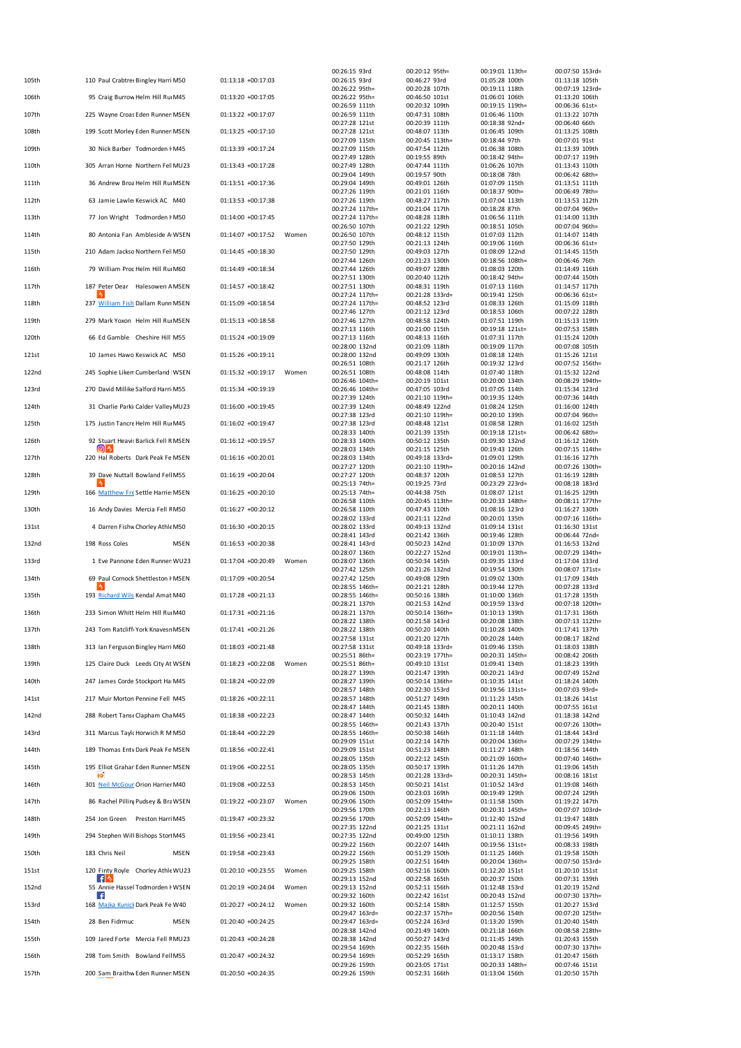| | | | | | | | | | | |
|---|---|---|---|---|---|---|---|---|---|---|
| 105th | 110 | Paul Crabtre Bingley Harri | M50 | 01:13:18 | +00:17:03 | | 00:26:15 93rd<br>00:26:15 93rd | 00:20:12 95th=<br>00:46:27 93rd | 00:19:01 113th=<br>01:05:28 100th | 00:07:50 153rd=<br>01:13:18 105th |
| 106th | 95 | Craig Burrow Helm Hill Run | M45 | 01:13:20 | +00:17:05 | | 00:26:22 95th=<br>00:26:22 95th= | 00:20:28 107th<br>00:46:50 101st | 00:19:11 118th<br>01:06:01 106th | 00:07:19 123rd=<br>01:13:20 106th |
| 107th | 225 | Wayne Croas Eden Runner | MSEN | 01:13:22 | +00:17:07 | | 00:26:59 111th<br>00:26:59 111th | 00:20:32 109th<br>00:47:31 108th | 00:19:15 119th=<br>01:06:46 110th | 00:06:36 61st=<br>01:13:22 107th |
| 108th | 199 | Scott Morley Eden Runner | MSEN | 01:13:25 | +00:17:10 | | 00:27:28 121st<br>00:27:28 121st | 00:20:39 111th<br>00:48:07 113th | 00:18:38 92nd=<br>01:06:45 109th | 00:06:40 66th<br>01:13:25 108th |
| 109th | 30 | Nick Barber Todmorden H | M45 | 01:13:39 | +00:17:24 | | 00:27:09 115th<br>00:27:09 115th | 00:20:45 113th=<br>00:47:54 112th | 00:18:44 97th<br>01:06:38 108th | 00:07:01 91st<br>01:13:39 109th |
| 110th | 305 | Arran Horne Northern Fell | MU23 | 01:13:43 | +00:17:28 | | 00:27:49 128th<br>00:27:49 128th | 00:19:55 89th<br>00:47:44 111th | 00:18:42 94th=<br>01:06:26 107th | 00:07:17 119th<br>01:13:43 110th |
| 111th | 36 | Andrew Broa Helm Hill Run | MSEN | 01:13:51 | +00:17:36 | | 00:29:04 149th<br>00:29:04 149th | 00:19:57 90th<br>00:49:01 126th | 00:18:08 78th<br>01:07:09 115th | 00:06:42 68th=<br>01:13:51 111th |
| 112th | 63 | Jamie Lawle Keswick AC | M40 | 01:13:53 | +00:17:38 | | 00:27:26 119th<br>00:27:26 119th | 00:21:01 116th<br>00:48:27 117th | 00:18:37 90th=<br>01:07:04 113th | 00:06:49 78th=<br>01:13:53 112th |
| 113th | 77 | Jon Wright Todmorden H | M50 | 01:14:00 | +00:17:45 | | 00:27:24 117th=<br>00:27:24 117th= | 00:21:04 117th<br>00:48:28 118th | 00:18:28 87th<br>01:06:56 111th | 00:07:04 96th=<br>01:14:00 113th |
| 114th | 80 | Antonia Fan Ambleside A | WSEN | 01:14:07 | +00:17:52 | Women | 00:26:50 107th<br>00:26:50 107th | 00:21:22 129th<br>00:48:12 115th | 00:18:51 105th<br>01:07:03 112th | 00:07:04 96th=<br>01:14:07 114th |
| 115th | 210 | Adam Jackso Northern Fell | M50 | 01:14:45 | +00:18:30 | | 00:27:50 129th<br>00:27:50 129th | 00:21:13 124th<br>00:49:03 127th | 00:19:06 116th<br>01:08:09 122nd | 00:06:36 61st=<br>01:14:45 115th |
| 116th | 79 | William Proc Helm Hill Run | M60 | 01:14:49 | +00:18:34 | | 00:27:44 126th<br>00:27:44 126th | 00:21:23 130th<br>00:49:07 128th | 00:18:56 108th=<br>01:08:03 120th | 00:06:46 76th<br>01:14:49 116th |
| 117th | 187 | Peter Dear Halesowen A | MSEN | 01:14:57 | +00:18:42 | | 00:27:51 130th<br>00:27:51 130th | 00:20:40 112th<br>00:48:31 119th | 00:18:42 94th=<br>01:07:13 116th | 00:07:44 150th<br>01:14:57 117th |
| 118th | 237 | William Fish Dallam Runn | MSEN | 01:15:09 | +00:18:54 | | 00:27:24 117th=<br>00:27:24 117th= | 00:21:28 133rd=<br>00:48:52 123rd | 00:19:41 125th<br>01:08:33 126th | 00:06:36 61st=<br>01:15:09 118th |
| 119th | 279 | Mark Yoxon Helm Hill Run | MSEN | 01:15:13 | +00:18:58 | | 00:27:46 127th<br>00:27:46 127th | 00:21:12 123rd<br>00:48:58 124th | 00:18:53 106th<br>01:07:51 119th | 00:07:22 128th<br>01:15:13 119th |
| 120th | 66 | Ed Gamble Cheshire Hill | M55 | 01:15:24 | +00:19:09 | | 00:27:13 116th<br>00:27:13 116th | 00:21:00 115th<br>00:48:13 116th | 00:19:18 121st=<br>01:07:31 117th | 00:07:53 158th<br>01:15:24 120th |
| 121st | 10 | James Hawo Keswick AC | M50 | 01:15:26 | +00:19:11 | | 00:28:00 132nd<br>00:28:00 132nd | 00:21:09 118th<br>00:49:09 130th | 00:19:09 117th<br>01:08:18 124th | 00:07:08 105th<br>01:15:26 121st |
| 122nd | 245 | Sophie Likem Cumberland | WSEN | 01:15:32 | +00:19:17 | Women | 00:26:51 108th<br>00:26:51 108th | 00:21:17 126th<br>00:48:08 114th | 00:19:32 123rd<br>01:07:40 118th | 00:07:52 156th=<br>01:15:32 122nd |
| 123rd | 270 | David Millike Salford Harri | M55 | 01:15:34 | +00:19:19 | | 00:26:46 104th=<br>00:26:46 104th= | 00:20:19 101st<br>00:47:05 103rd | 00:20:00 134th<br>01:07:05 114th | 00:08:29 194th=<br>01:15:34 123rd |
| 124th | 31 | Charlie Parki Calder Valley | MU23 | 01:16:00 | +00:19:45 | | 00:27:39 124th<br>00:27:39 124th | 00:21:10 119th=<br>00:48:49 122nd | 00:19:35 124th<br>01:08:24 125th | 00:07:36 144th<br>01:16:00 124th |
| 125th | 175 | Justin Tancre Helm Hill Run | M45 | 01:16:02 | +00:19:47 | | 00:27:38 123rd<br>00:27:38 123rd | 00:21:10 119th=<br>00:48:48 121st | 00:20:10 139th<br>01:08:58 128th | 00:07:04 96th=<br>01:16:02 125th |
| 126th | 92 | Stuart Heavi Barlick Fell R | MSEN | 01:16:12 | +00:19:57 | | 00:28:33 140th<br>00:28:33 140th | 00:21:39 135th<br>00:50:12 135th | 00:19:18 121st=<br>01:09:30 132nd | 00:06:42 68th=<br>01:16:12 126th |
| 127th | 220 | Hal Roberts Dark Peak Fe | MSEN | 01:16:16 | +00:20:01 | | 00:28:03 134th<br>00:28:03 134th | 00:21:15 125th<br>00:49:18 133rd= | 00:19:43 126th<br>01:09:01 129th | 00:07:15 114th=<br>01:16:16 127th |
| 128th | 39 | Dave Nuttall Bowland Fell | M55 | 01:16:19 | +00:20:04 | | 00:27:27 120th<br>00:27:27 120th | 00:21:10 119th=<br>00:48:37 120th | 00:20:16 142nd<br>01:08:53 127th | 00:07:26 130th=<br>01:16:19 128th |
| 129th | 166 | Matthew Fre Settle Harrie | MSEN | 01:16:25 | +00:20:10 | | 00:25:13 74th=<br>00:25:13 74th= | 00:19:25 73rd<br>00:44:38 75th | 00:23:29 223rd=<br>01:08:07 121st | 00:08:18 183rd<br>01:16:25 129th |
| 130th | 16 | Andy Davies Mercia Fell R | M50 | 01:16:27 | +00:20:12 | | 00:26:58 110th<br>00:26:58 110th | 00:20:45 113th=<br>00:47:43 110th | 00:20:33 148th=<br>01:08:16 123rd | 00:08:11 177th=<br>01:16:27 130th |
| 131st | 4 | Darren Fishw Chorley Athle | M50 | 01:16:30 | +00:20:15 | | 00:28:02 133rd<br>00:28:02 133rd | 00:21:11 122nd<br>00:49:13 132nd | 00:20:01 135th<br>01:09:14 131st | 00:07:16 116th=<br>01:16:30 131st |
| 132nd | 198 | Ross Coles | MSEN | 01:16:53 | +00:20:38 | | 00:28:41 143rd<br>00:28:41 143rd | 00:21:42 136th<br>00:50:23 142nd | 00:19:46 128th<br>01:10:09 137th | 00:06:44 72nd=<br>01:16:53 132nd |
| 133rd | 1 | Eve Pannone Eden Runner | WU23 | 01:17:04 | +00:20:49 | Women | 00:28:07 136th<br>00:28:07 136th | 00:22:27 152nd<br>00:50:34 145th | 00:19:01 113th=<br>01:09:35 133rd | 00:07:29 134th=<br>01:17:04 133rd |
| 134th | 69 | Paul Cornock Shettleston H | MSEN | 01:17:09 | +00:20:54 | | 00:27:42 125th<br>00:27:42 125th | 00:21:26 132nd<br>00:49:08 129th | 00:19:54 130th<br>01:09:02 130th | 00:08:07 171st=<br>01:17:09 134th |
| 135th | 193 | Richard Wils Kendal Amat | M40 | 01:17:28 | +00:21:13 | | 00:28:55 146th=<br>00:28:55 146th= | 00:21:21 128th<br>00:50:16 138th | 00:19:44 127th<br>01:10:00 136th | 00:07:28 133rd<br>01:17:28 135th |
| 136th | 233 | Simon Whitt Helm Hill Run | M40 | 01:17:31 | +00:21:16 | | 00:28:21 137th<br>00:28:21 137th | 00:21:53 142nd<br>00:50:14 136th= | 00:19:59 133rd<br>01:10:13 139th | 00:07:18 120th=<br>01:17:31 136th |
| 137th | 243 | Tom Ratcliff York Knavesm | MSEN | 01:17:41 | +00:21:26 | | 00:28:22 138th<br>00:28:22 138th | 00:21:58 143rd<br>00:50:20 140th | 00:20:08 138th<br>01:10:28 140th | 00:07:13 112th=<br>01:17:41 137th |
| 138th | 313 | Ian Ferguson Bingley Harri | M60 | 01:18:03 | +00:21:48 | | 00:27:58 131st<br>00:27:58 131st | 00:21:20 127th<br>00:49:18 133rd= | 00:20:28 144th<br>01:09:46 135th | 00:08:17 182nd<br>01:18:03 138th |
| 139th | 125 | Claire Duck Leeds City At | WSEN | 01:18:23 | +00:22:08 | Women | 00:25:51 86th=<br>00:25:51 86th= | 00:23:19 177th=<br>00:49:10 131st | 00:20:31 145th=<br>01:09:41 134th | 00:08:42 206th<br>01:18:23 139th |
| 140th | 247 | James Corde Stockport Ha | M45 | 01:18:24 | +00:22:09 | | 00:28:27 139th<br>00:28:27 139th | 00:21:47 139th<br>00:50:14 136th= | 00:20:21 143rd<br>01:10:35 141st | 00:07:49 152nd<br>01:18:24 140th |
| 141st | 217 | Muir Morton Pennine Fell | M45 | 01:18:26 | +00:22:11 | | 00:28:57 148th<br>00:28:57 148th | 00:22:30 153rd<br>00:51:27 149th | 00:19:56 131st=<br>01:11:23 145th | 00:07:03 93rd=<br>01:18:26 141st |
| 142nd | 288 | Robert Tans Clapham Cha | M45 | 01:18:38 | +00:22:23 | | 00:28:47 144th<br>00:28:47 144th | 00:21:45 138th<br>00:50:32 144th | 00:20:11 140th<br>01:10:43 142nd | 00:07:55 161st<br>01:18:38 142nd |
| 143rd | 311 | Marcus Tayl Horwich R M | M50 | 01:18:44 | +00:22:29 | | 00:28:55 146th=<br>00:28:55 146th= | 00:21:43 137th<br>00:50:38 146th | 00:20:40 151st<br>01:11:18 144th | 00:07:26 130th=<br>01:18:44 143rd |
| 144th | 189 | Thomas Entv Dark Peak Fe | MSEN | 01:18:56 | +00:22:41 | | 00:29:09 151st<br>00:29:09 151st | 00:22:14 147th<br>00:51:23 148th | 00:20:04 136th=<br>01:11:27 148th | 00:07:29 134th=<br>01:18:56 144th |
| 145th | 195 | Elliot Grahar Eden Runner | MSEN | 01:19:06 | +00:22:51 | | 00:28:05 135th<br>00:28:05 135th | 00:22:12 145th<br>00:50:17 139th | 00:21:09 160th=<br>01:11:26 147th | 00:07:40 146th=<br>01:19:06 145th |
| 146th | 301 | Neil McGour Orion Harrier | M40 | 01:19:08 | +00:22:53 | | 00:28:53 145th<br>00:28:53 145th | 00:21:28 133rd=<br>00:50:21 141st | 00:20:31 145th=<br>01:10:52 143rd | 00:08:16 181st<br>01:19:08 146th |
| 147th | 86 | Rachel Pilling Pudsey & Bra | WSEN | 01:19:22 | +00:23:07 | Women | 00:29:06 150th<br>00:29:06 150th | 00:23:03 169th<br>00:52:09 154th= | 00:19:49 129th<br>01:11:58 150th | 00:07:24 129th<br>01:19:22 147th |
| 148th | 254 | Jon Green Preston Harri | M45 | 01:19:47 | +00:23:32 | | 00:29:56 170th<br>00:29:56 170th | 00:22:13 146th<br>00:52:09 154th= | 00:20:31 145th=<br>01:12:40 152nd | 00:07:07 103rd=<br>01:19:47 148th |
| 149th | 294 | Stephen Will Bishops Stort | M45 | 01:19:56 | +00:23:41 | | 00:27:35 122nd<br>00:27:35 122nd | 00:21:25 131st<br>00:49:00 125th | 00:21:11 162nd<br>01:10:11 138th | 00:09:45 249th=<br>01:19:56 149th |
| 150th | 183 | Chris Neil | MSEN | 01:19:58 | +00:23:43 | | 00:29:22 156th<br>00:29:22 156th | 00:22:07 144th<br>00:51:29 150th | 00:19:56 131st=<br>01:11:25 146th | 00:08:33 198th<br>01:19:58 150th |
| 151st | 120 | Finty Royle Chorley Athle | WU23 | 01:20:10 | +00:23:55 | Women | 00:29:25 158th<br>00:29:25 158th | 00:22:51 164th<br>00:52:16 160th | 00:20:04 136th=<br>01:12:20 151st | 00:07:50 153rd=<br>01:20:10 151st |
| 152nd | 55 | Annie Hassel Todmorden H | WSEN | 01:20:19 | +00:24:04 | Women | 00:29:13 152nd<br>00:29:13 152nd | 00:22:58 165th<br>00:52:11 156th | 00:20:37 150th<br>01:12:48 153rd | 00:07:31 139th<br>01:20:19 152nd |
| 153rd | 168 | Majka Kunicl Dark Peak Fe | W40 | 01:20:27 | +00:24:12 | Women | 00:29:32 160th<br>00:29:32 160th | 00:22:42 161st<br>00:52:14 158th | 00:20:43 152nd<br>01:12:57 155th | 00:07:30 137th=<br>01:20:27 153rd |
| 154th | 28 | Ben Fidrmuc | MSEN | 01:20:40 | +00:24:25 | | 00:29:47 163rd=<br>00:29:47 163rd= | 00:22:37 157th=<br>00:52:24 163rd | 00:20:56 154th<br>01:13:20 159th | 00:07:20 125th=<br>01:20:40 154th |
| 155th | 109 | Jared Forte Mercia Fell R | MU23 | 01:20:43 | +00:24:28 | | 00:28:38 142nd<br>00:28:38 142nd | 00:21:49 140th<br>00:50:27 143rd | 00:21:18 166th<br>01:11:45 149th | 00:08:58 218th=<br>01:20:43 155th |
| 156th | 298 | Tom Smith Bowland Fell | M55 | 01:20:47 | +00:24:32 | | 00:29:54 169th<br>00:29:54 169th | 00:22:35 156th<br>00:52:29 165th | 00:20:48 153rd<br>01:13:17 158th | 00:07:30 137th=<br>01:20:47 156th |
| 157th | 200 | Sam Braithw Eden Runner | MSEN | 01:20:50 | +00:24:35 | | 00:29:26 159th<br>00:29:26 159th | 00:23:05 171st<br>00:52:31 166th | 00:20:33 148th=<br>01:13:04 156th | 00:07:46 151st<br>01:20:50 157th |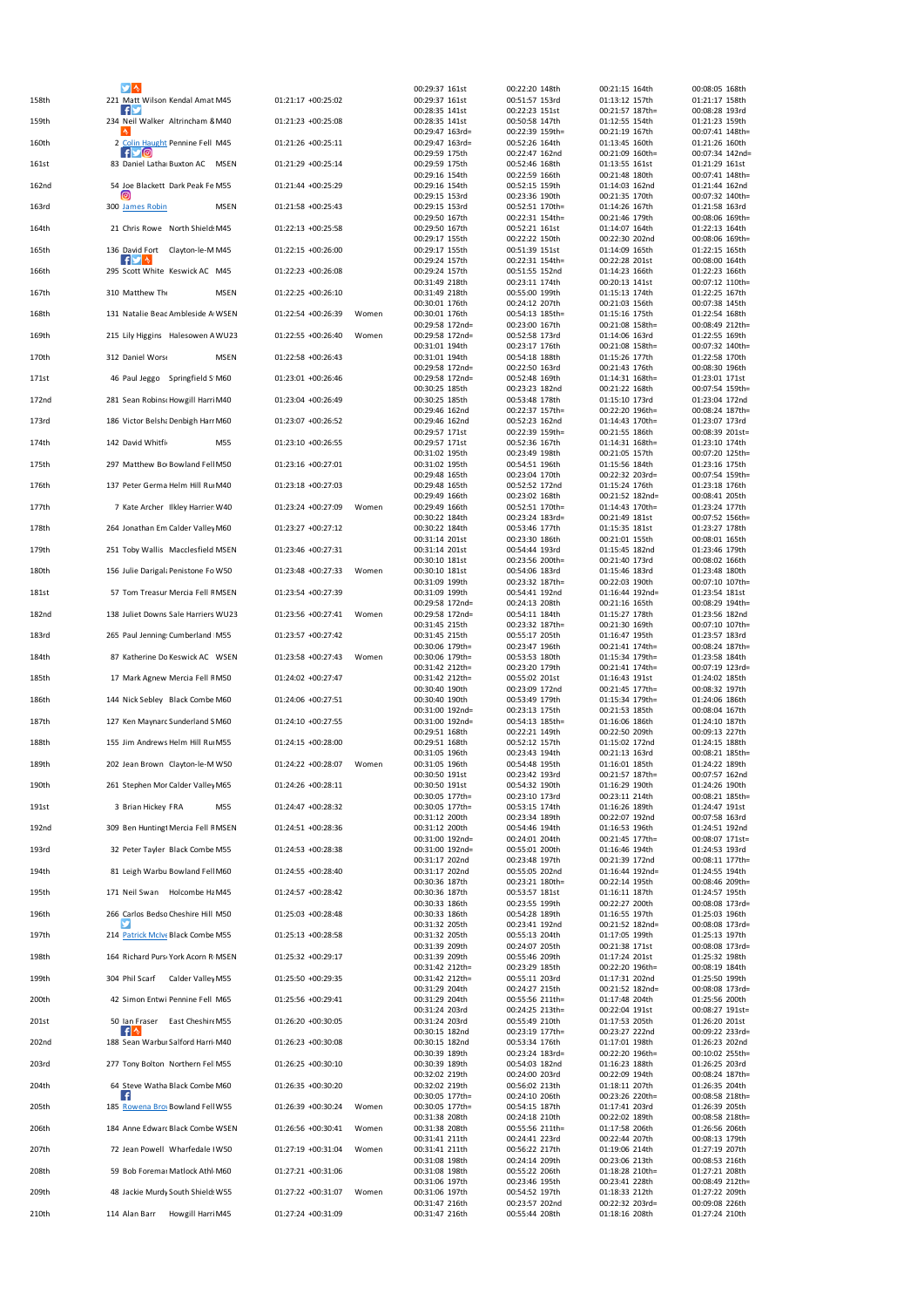| Pos | No | Name | Club | Cat | Time | Gap | Gender | Split 1 | Split 2 | Split 3 | Split 4 |
|---|---|---|---|---|---|---|---|---|---|---|---|
| | | | | | | | | 00:29:37 161st | 00:22:20 148th | 00:21:15 164th | 00:08:05 168th |
| 158th | 221 | Matt Wilson | Kendal Amat | M45 | 01:21:17 | +00:25:02 | | 00:29:37 161st | 00:51:57 153rd | 01:13:12 157th | 01:21:17 158th |
| | | | | | | | | 00:28:35 141st | 00:22:23 151st | 00:21:57 187th= | 00:08:28 193rd |
| 159th | 234 | Neil Walker | Altrincham & | M40 | 01:21:23 | +00:25:08 | | 00:28:35 141st | 00:50:58 147th | 01:12:55 154th | 01:21:23 159th |
| | | | | | | | | 00:29:47 163rd= | 00:22:39 159th= | 00:21:19 167th | 00:07:41 148th= |
| 160th | 2 | Colin Haught | Pennine Fell | M45 | 01:21:26 | +00:25:11 | | 00:29:47 163rd= | 00:52:26 164th | 01:13:45 160th | 01:21:26 160th |
| | | | | | | | | 00:29:59 175th | 00:22:47 162nd | 00:21:09 160th= | 00:07:34 142nd= |
| 161st | 83 | Daniel Latha | Buxton AC | MSEN | 01:21:29 | +00:25:14 | | 00:29:59 175th | 00:52:46 168th | 01:13:55 161st | 01:21:29 161st |
| | | | | | | | | 00:29:16 154th | 00:22:59 166th | 00:21:48 180th | 00:07:41 148th= |
| 162nd | 54 | Joe Blackett | Dark Peak Fe | M55 | 01:21:44 | +00:25:29 | | 00:29:16 154th | 00:52:15 159th | 01:14:03 162nd | 01:21:44 162nd |
| | | | | | | | | 00:29:15 153rd | 00:23:36 190th | 00:21:35 170th | 00:07:32 140th= |
| 163rd | 300 | James Robin | | MSEN | 01:21:58 | +00:25:43 | | 00:29:15 153rd | 00:52:51 170th= | 01:14:26 167th | 01:21:58 163rd |
| | | | | | | | | 00:29:50 167th | 00:22:31 154th= | 00:21:46 179th | 00:08:06 169th= |
| 164th | 21 | Chris Rowe | North Shield | M45 | 01:22:13 | +00:25:58 | | 00:29:50 167th | 00:52:21 161st | 01:14:07 164th | 01:22:13 164th |
| | | | | | | | | 00:29:17 155th | 00:22:22 150th | 00:22:30 202nd | 00:08:06 169th= |
| 165th | 136 | David Fort | Clayton-le-M | M45 | 01:22:15 | +00:26:00 | | 00:29:17 155th | 00:51:39 151st | 01:14:09 165th | 01:22:15 165th |
| | | | | | | | | 00:29:24 157th | 00:22:31 154th= | 00:22:28 201st | 00:08:00 164th |
| 166th | 295 | Scott White | Keswick AC | M45 | 01:22:23 | +00:26:08 | | 00:29:24 157th | 00:51:55 152nd | 01:14:23 166th | 01:22:23 166th |
| | | | | | | | | 00:31:49 218th | 00:23:11 174th | 00:20:13 141st | 00:07:12 110th= |
| 167th | 310 | Matthew Th | | MSEN | 01:22:25 | +00:26:10 | | 00:31:49 218th | 00:55:00 199th | 01:15:13 174th | 01:22:25 167th |
| | | | | | | | | 00:30:01 176th | 00:24:12 207th | 00:21:03 156th | 00:07:38 145th |
| 168th | 131 | Natalie Beac | Ambleside A | WSEN | 01:22:54 | +00:26:39 | Women | 00:30:01 176th | 00:54:13 185th= | 01:15:16 175th | 01:22:54 168th |
| | | | | | | | | 00:29:58 172nd= | 00:23:00 167th | 00:21:08 158th= | 00:08:49 212th= |
| 169th | 215 | Lily Higgins | Halesowen A | WU23 | 01:22:55 | +00:26:40 | Women | 00:29:58 172nd= | 00:52:58 173rd | 01:14:06 163rd | 01:22:55 169th |
| | | | | | | | | 00:31:01 194th | 00:23:17 176th | 00:21:08 158th= | 00:07:32 140th= |
| 170th | 312 | Daniel Wors | | MSEN | 01:22:58 | +00:26:43 | | 00:31:01 194th | 00:54:18 188th | 01:15:26 177th | 01:22:58 170th |
| | | | | | | | | 00:29:58 172nd= | 00:22:50 163rd | 00:21:43 176th | 00:08:30 196th |
| 171st | 46 | Paul Jeggo | Springfield S | M60 | 01:23:01 | +00:26:46 | | 00:29:58 172nd= | 00:52:48 169th | 01:14:31 168th= | 01:23:01 171st |
| | | | | | | | | 00:30:25 185th | 00:23:23 182nd | 00:21:22 168th | 00:07:54 159th= |
| 172nd | 281 | Sean Robins | Howgill Harri | M40 | 01:23:04 | +00:26:49 | | 00:30:25 185th | 00:53:48 178th | 01:15:10 173rd | 01:23:04 172nd |
| | | | | | | | | 00:29:46 162nd | 00:22:37 157th= | 00:22:20 196th= | 00:08:24 187th= |
| 173rd | 186 | Victor Belsh | Denbigh Harr | M60 | 01:23:07 | +00:26:52 | | 00:29:46 162nd | 00:52:23 162nd | 01:14:43 170th= | 01:23:07 173rd |
| | | | | | | | | 00:29:57 171st | 00:22:39 159th= | 00:21:55 186th | 00:08:39 201st= |
| 174th | 142 | David Whitfi | | M55 | 01:23:10 | +00:26:55 | | 00:29:57 171st | 00:52:36 167th | 01:14:31 168th= | 01:23:10 174th |
| | | | | | | | | 00:31:02 195th | 00:23:49 198th | 00:21:05 157th | 00:07:20 125th= |
| 175th | 297 | Matthew Bo | Bowland Fell | M50 | 01:23:16 | +00:27:01 | | 00:31:02 195th | 00:54:51 196th | 01:15:56 184th | 01:23:16 175th |
| | | | | | | | | 00:29:48 165th | 00:23:04 170th | 00:22:32 203rd= | 00:07:54 159th= |
| 176th | 137 | Peter Germa | Helm Hill Ru | M40 | 01:23:18 | +00:27:03 | | 00:29:48 165th | 00:52:52 172nd | 01:15:24 176th | 01:23:18 176th |
| | | | | | | | | 00:29:49 166th | 00:23:02 168th | 00:21:52 182nd= | 00:08:41 205th |
| 177th | 7 | Kate Archer | Ilkley Harrier | W40 | 01:23:24 | +00:27:09 | Women | 00:29:49 166th | 00:52:51 170th= | 01:14:43 170th= | 01:23:24 177th |
| | | | | | | | | 00:30:22 184th | 00:23:24 183rd= | 00:21:49 181st | 00:07:52 156th= |
| 178th | 264 | Jonathan Em | Calder Valley | M60 | 01:23:27 | +00:27:12 | | 00:30:22 184th | 00:53:46 177th | 01:15:35 181st | 01:23:27 178th |
| | | | | | | | | 00:31:14 201st | 00:23:30 186th | 00:21:01 155th | 00:08:01 165th |
| 179th | 251 | Toby Wallis | Macclesfield | MSEN | 01:23:46 | +00:27:31 | | 00:31:14 201st | 00:54:44 193rd | 01:15:45 182nd | 01:23:46 179th |
| | | | | | | | | 00:30:10 181st | 00:23:56 200th= | 00:21:40 173rd | 00:08:02 166th |
| 180th | 156 | Julie Dargal | Penistone Fo | W50 | 01:23:48 | +00:27:33 | Women | 00:30:10 181st | 00:54:06 183rd | 01:15:46 183rd | 01:23:48 180th |
| | | | | | | | | 00:31:09 199th | 00:23:32 187th= | 00:22:03 190th | 00:07:10 107th= |
| 181st | 57 | Tom Treasur | Mercia Fell R | MSEN | 01:23:54 | +00:27:39 | | 00:31:09 199th | 00:54:41 192nd | 01:16:44 192nd= | 01:23:54 181st |
| | | | | | | | | 00:29:58 172nd= | 00:24:13 208th | 00:21:16 165th | 00:08:29 194th= |
| 182nd | 138 | Juliet Downs | Sale Harriers | WU23 | 01:23:56 | +00:27:41 | Women | 00:29:58 172nd= | 00:54:11 184th | 01:15:27 178th | 01:23:56 182nd |
| | | | | | | | | 00:31:45 215th | 00:23:32 187th= | 00:21:30 169th | 00:07:10 107th= |
| 183rd | 265 | Paul Jenning | Cumberland | M55 | 01:23:57 | +00:27:42 | | 00:31:45 215th | 00:55:17 205th | 01:16:47 195th | 01:23:57 183rd |
| | | | | | | | | 00:30:06 179th= | 00:23:47 196th | 00:21:41 174th= | 00:08:24 187th= |
| 184th | 87 | Katherine Do | Keswick AC | WSEN | 01:23:58 | +00:27:43 | Women | 00:30:06 179th= | 00:53:53 180th | 01:15:34 179th= | 01:23:58 184th |
| | | | | | | | | 00:31:42 212th= | 00:23:20 179th | 00:21:41 174th= | 00:07:19 123rd= |
| 185th | 17 | Mark Agnew | Mercia Fell R | M50 | 01:24:02 | +00:27:47 | | 00:31:42 212th= | 00:55:02 201st | 01:16:43 191st | 01:24:02 185th |
| | | | | | | | | 00:30:40 190th | 00:23:09 172nd | 00:21:45 177th= | 00:08:32 197th |
| 186th | 144 | Nick Sebley | Black Combe | M60 | 01:24:06 | +00:27:51 | | 00:30:40 190th | 00:53:49 179th | 01:15:34 179th= | 01:24:06 186th |
| | | | | | | | | 00:31:00 192nd= | 00:23:13 175th | 00:21:53 185th | 00:08:04 167th |
| 187th | 127 | Ken Maynard | Sunderland S | M60 | 01:24:10 | +00:27:55 | | 00:31:00 192nd= | 00:54:13 185th= | 01:16:06 186th | 01:24:10 187th |
| | | | | | | | | 00:29:51 168th | 00:22:21 149th | 00:22:50 209th | 00:09:13 227th |
| 188th | 155 | Jim Andrews | Helm Hill Ru | M55 | 01:24:15 | +00:28:00 | | 00:29:51 168th | 00:52:12 157th | 01:15:02 172nd | 01:24:15 188th |
| | | | | | | | | 00:31:05 196th | 00:23:43 194th | 00:21:13 163rd | 00:08:21 185th= |
| 189th | 202 | Jean Brown | Clayton-le-M | W50 | 01:24:22 | +00:28:07 | Women | 00:31:05 196th | 00:54:48 195th | 01:16:01 185th | 01:24:22 189th |
| | | | | | | | | 00:30:50 191st | 00:23:42 193rd | 00:21:57 187th= | 00:07:57 162nd |
| 190th | 261 | Stephen Mor | Calder Valley | M65 | 01:24:26 | +00:28:11 | | 00:30:50 191st | 00:54:32 190th | 01:16:29 190th | 01:24:26 190th |
| | | | | | | | | 00:30:05 177th= | 00:23:10 173rd | 00:23:11 214th | 00:08:21 185th= |
| 191st | 3 | Brian Hickey | FRA | M55 | 01:24:47 | +00:28:32 | | 00:30:05 177th= | 00:53:15 174th | 01:16:26 189th | 01:24:47 191st |
| | | | | | | | | 00:31:12 200th | 00:23:34 189th | 00:22:07 192nd | 00:07:58 163rd |
| 192nd | 309 | Ben Hunting | Mercia Fell R | MSEN | 01:24:51 | +00:28:36 | | 00:31:12 200th | 00:54:46 194th | 01:16:53 196th | 01:24:51 192nd |
| | | | | | | | | 00:31:00 192nd= | 00:24:01 204th | 00:21:45 177th= | 00:08:07 171st= |
| 193rd | 32 | Peter Tayler | Black Combe | M55 | 01:24:53 | +00:28:38 | | 00:31:00 192nd= | 00:55:01 200th | 01:16:46 194th | 01:24:53 193rd |
| | | | | | | | | 00:31:17 202nd | 00:23:48 197th | 00:21:39 172nd | 00:08:11 177th= |
| 194th | 81 | Leigh Warbu | Bowland Fell | M60 | 01:24:55 | +00:28:40 | | 00:31:17 202nd | 00:55:05 202nd | 01:16:44 192nd= | 01:24:55 194th |
| | | | | | | | | 00:30:36 187th | 00:23:21 180th= | 00:22:14 195th | 00:08:46 209th= |
| 195th | 171 | Neil Swan | Holcombe Ha | M45 | 01:24:57 | +00:28:42 | | 00:30:36 187th | 00:53:57 181st | 01:16:11 187th | 01:24:57 195th |
| | | | | | | | | 00:30:33 186th | 00:23:55 199th | 00:22:27 200th | 00:08:08 173rd= |
| 196th | 266 | Carlos Bedso | Cheshire Hill | M50 | 01:25:03 | +00:28:48 | | 00:30:33 186th | 00:54:28 189th | 01:16:55 197th | 01:25:03 196th |
| | | | | | | | | 00:31:32 205th | 00:23:41 192nd | 00:21:52 182nd= | 00:08:08 173rd= |
| 197th | 214 | Patrick McIve | Black Combe | M55 | 01:25:13 | +00:28:58 | | 00:31:32 205th | 00:55:13 204th | 01:17:05 199th | 01:25:13 197th |
| | | | | | | | | 00:31:39 209th | 00:24:07 205th | 00:21:38 171st | 00:08:08 173rd= |
| 198th | 164 | Richard Purs | York Acorn R | MSEN | 01:25:32 | +00:29:17 | | 00:31:39 209th | 00:55:46 209th | 01:17:24 201st | 01:25:32 198th |
| | | | | | | | | 00:31:42 212th= | 00:23:29 185th | 00:22:20 196th= | 00:08:19 184th |
| 199th | 304 | Phil Scarf | Calder Valley | M55 | 01:25:50 | +00:29:35 | | 00:31:42 212th= | 00:55:11 203rd | 01:17:31 202nd | 01:25:50 199th |
| | | | | | | | | 00:31:29 204th | 00:24:27 215th | 00:21:52 182nd= | 00:08:08 173rd= |
| 200th | 42 | Simon Entwi | Pennine Fell | M65 | 01:25:56 | +00:29:41 | | 00:31:29 204th | 00:55:56 211th= | 01:17:48 204th | 01:25:56 200th |
| | | | | | | | | 00:31:24 203rd | 00:24:25 213th= | 00:22:04 191st | 00:08:27 191st= |
| 201st | 50 | Ian Fraser | East Cheshire | M55 | 01:26:20 | +00:30:05 | | 00:31:24 203rd | 00:55:49 210th | 01:17:53 205th | 01:26:20 201st |
| | | | | | | | | 00:30:15 182nd | 00:23:19 177th= | 00:23:27 222nd | 00:09:22 233rd= |
| 202nd | 188 | Sean Warbu | Salford Harri | M40 | 01:26:23 | +00:30:08 | | 00:30:15 182nd | 00:53:34 176th | 01:17:01 198th | 01:26:23 202nd |
| | | | | | | | | 00:30:39 189th | 00:23:24 183rd= | 00:22:20 196th= | 00:10:02 255th= |
| 203rd | 277 | Tony Bolton | Northern Fel | M55 | 01:26:25 | +00:30:10 | | 00:30:39 189th | 00:54:03 182nd | 01:16:23 188th | 01:26:25 203rd |
| | | | | | | | | 00:32:02 219th | 00:24:00 203rd | 00:22:09 194th | 00:08:24 187th= |
| 204th | 64 | Steve Watha | Black Combe | M60 | 01:26:35 | +00:30:20 | | 00:32:02 219th | 00:56:02 213th | 01:18:11 207th | 01:26:35 204th |
| | | | | | | | | 00:30:05 177th= | 00:24:10 206th | 00:23:26 220th= | 00:08:58 218th= |
| 205th | 185 | Rowena Bro | Bowland Fell | W55 | 01:26:39 | +00:30:24 | Women | 00:30:05 177th= | 00:54:15 187th | 01:17:41 203rd | 01:26:39 205th |
| | | | | | | | | 00:31:38 208th | 00:24:18 210th | 00:22:02 189th | 00:08:58 218th= |
| 206th | 184 | Anne Edward | Black Combe | WSEN | 01:26:56 | +00:30:41 | Women | 00:31:38 208th | 00:55:56 211th= | 01:17:58 206th | 01:26:56 206th |
| | | | | | | | | 00:31:41 211th | 00:24:41 223rd | 00:22:44 207th | 00:08:13 179th |
| 207th | 72 | Jean Powell | Wharfedale H | W50 | 01:27:19 | +00:31:04 | Women | 00:31:41 211th | 00:56:22 217th | 01:19:06 214th | 01:27:19 207th |
| | | | | | | | | 00:31:08 198th | 00:24:14 209th | 00:23:06 213th | 00:08:53 216th |
| 208th | 59 | Bob Forema | Matlock Athl | M60 | 01:27:21 | +00:31:06 | | 00:31:08 198th | 00:55:22 206th | 01:18:28 210th= | 01:27:21 208th |
| | | | | | | | | 00:31:06 197th | 00:23:46 195th | 00:23:41 228th | 00:08:49 212th= |
| 209th | 48 | Jackie Murd | South Shield | W55 | 01:27:22 | +00:31:07 | Women | 00:31:06 197th | 00:54:52 197th | 01:18:33 212th | 01:27:22 209th |
| | | | | | | | | 00:31:47 216th | 00:23:57 202nd | 00:22:32 203rd= | 00:09:08 226th |
| 210th | 114 | Alan Barr | Howgill Harri | M45 | 01:27:24 | +00:31:09 | | 00:31:47 216th | 00:55:44 208th | 01:18:16 208th | 01:27:24 210th |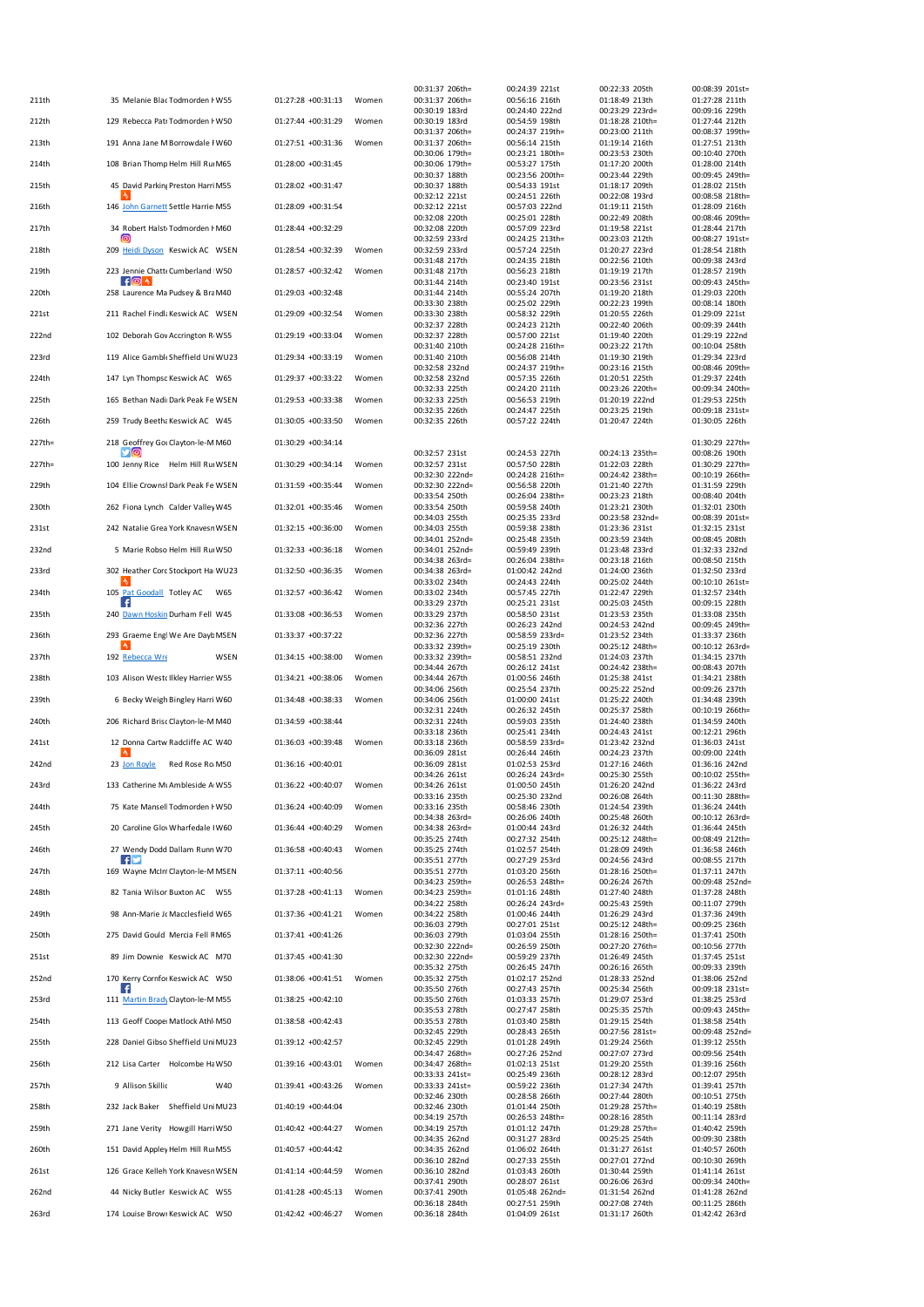| Pos | No | Name | Club | Cat | Time | Behind | Gender | Leg 1 | Leg 2 | Leg 3 | Leg 4 |
|---|---|---|---|---|---|---|---|---|---|---|---|
| 211th | 35 | Melanie Blac | Todmorden F | W55 | 01:27:28 | +00:31:13 | Women | 00:31:37 206th= / 00:31:37 206th= | 00:24:39 221st / 00:56:16 216th | 00:22:33 205th / 01:18:49 213th | 00:08:39 201st= / 01:27:28 211th |
| 212th | 129 | Rebecca Pat | Todmorden F | W50 | 01:27:44 | +00:31:29 | Women | 00:30:19 183rd / 00:30:19 183rd | 00:24:40 222nd / 00:54:59 198th | 00:23:29 223rd= / 01:18:28 210th= | 00:09:16 229th / 01:27:44 212th |
| 213th | 191 | Anna Jane M | Borrowdale F | W60 | 01:27:51 | +00:31:36 | Women | 00:31:37 206th= / 00:31:37 206th= | 00:24:37 219th= / 00:56:14 215th | 00:23:00 211th / 01:19:14 216th | 00:08:37 199th= / 01:27:51 213th |
| 214th | 108 | Brian Thomp | Helm Hill Rur | M65 | 01:28:00 | +00:31:45 | | 00:30:06 179th= / 00:30:06 179th= | 00:23:21 180th= / 00:53:27 175th | 00:23:53 230th / 01:17:20 200th | 00:10:40 270th / 01:28:00 214th |
| 215th | 45 | David Parkin | Preston Harri | M55 | 01:28:02 | +00:31:47 | | 00:30:37 188th / 00:30:37 188th | 00:23:56 200th= / 00:54:33 191st | 00:23:44 229th / 01:18:17 209th | 00:09:45 249th= / 01:28:02 215th |
| 216th | 146 | John Garnett | Settle Harrie | M55 | 01:28:09 | +00:31:54 | | 00:32:12 221st / 00:32:12 221st | 00:24:51 226th / 00:57:03 222nd | 00:22:08 193rd / 01:19:11 215th | 00:08:58 218th= / 01:28:09 216th |
| 217th | 34 | Robert Halst | Todmorden F | M60 | 01:28:44 | +00:32:29 | | 00:32:08 220th / 00:32:08 220th | 00:25:01 228th / 00:57:09 223rd | 00:22:49 208th / 01:19:58 221st | 00:08:46 209th= / 01:28:44 217th |
| 218th | 209 | Heidi Dyson | Keswick AC | WSEN | 01:28:54 | +00:32:39 | Women | 00:32:59 233rd / 00:32:59 233rd | 00:24:25 213th= / 00:57:24 225th | 00:23:03 212th / 01:20:27 223rd | 00:08:27 191st= / 01:28:54 218th |
| 219th | 223 | Jennie Chatt | Cumberland | W50 | 01:28:57 | +00:32:42 | Women | 00:31:48 217th / 00:31:48 217th | 00:24:35 218th / 00:56:23 218th | 00:22:56 210th / 01:19:19 217th | 00:09:38 243rd / 01:28:57 219th |
| 220th | 258 | Laurence Ma | Pudsey & Bra | M40 | 01:29:03 | +00:32:48 | | 00:31:44 214th / 00:31:44 214th | 00:23:40 191st / 00:55:24 207th | 00:23:56 231st / 01:19:20 218th | 00:09:43 245th= / 01:29:03 220th |
| 221st | 211 | Rachel Findl | Keswick AC | WSEN | 01:29:09 | +00:32:54 | Women | 00:33:30 238th / 00:33:30 238th | 00:25:02 229th / 00:58:32 229th | 00:22:23 199th / 01:20:55 226th | 00:08:14 180th / 01:29:09 221st |
| 222nd | 102 | Deborah Gov | Accrington R | W55 | 01:29:19 | +00:33:04 | Women | 00:32:37 228th / 00:32:37 228th | 00:24:23 212th / 00:57:00 221st | 00:22:40 206th / 01:19:40 220th | 00:09:39 244th / 01:29:19 222nd |
| 223rd | 119 | Alice Gambl | Sheffield Uni | WU23 | 01:29:34 | +00:33:19 | Women | 00:31:40 210th / 00:31:40 210th | 00:24:28 216th= / 00:56:08 214th | 00:23:22 217th / 01:19:30 219th | 00:10:04 258th / 01:29:34 223rd |
| 224th | 147 | Lyn Thompsc | Keswick AC | W65 | 01:29:37 | +00:33:22 | Women | 00:32:58 232nd / 00:32:58 232nd | 00:24:37 219th= / 00:57:35 226th | 00:23:16 215th / 01:20:51 225th | 00:08:46 209th= / 01:29:37 224th |
| 225th | 165 | Bethan Nadi | Dark Peak Fe | WSEN | 01:29:53 | +00:33:38 | Women | 00:32:33 225th / 00:32:33 225th | 00:24:20 211th / 00:56:53 219th | 00:23:26 220th= / 01:20:19 222nd | 00:09:34 240th= / 01:29:53 225th |
| 226th | 259 | Trudy Beeth | Keswick AC | W45 | 01:30:05 | +00:33:50 | Women | 00:32:35 226th / 00:32:35 226th | 00:24:47 225th / 00:57:22 224th | 00:23:25 219th / 01:20:47 224th | 00:09:18 231st= / 01:30:05 226th |
| 227th= | 218 | Geoffrey Go | Clayton-le-M | M60 | 01:30:29 | +00:34:14 | | | | | 01:30:29 227th= |
| 227th= | 100 | Jenny Hove | Helm Hill Rur | WSEN | 01:30:29 | +00:34:14 | Women | 00:32:57 231st / 00:32:57 231st | 00:24:53 227th / 00:57:50 228th | 00:24:13 235th= / 01:22:03 228th | 00:08:26 190th / 01:30:29 227th= |
| 229th | 104 | Ellie Crownsl | Dark Peak Fe | WSEN | 01:31:59 | +00:35:44 | Women | 00:32:30 222nd= / 00:32:30 222nd= | 00:24:28 216th= / 00:56:58 220th | 00:24:42 238th= / 01:21:40 227th | 00:10:19 266th= / 01:31:59 229th |
| 230th | 262 | Fiona Lynch | Calder Valley | W45 | 01:32:01 | +00:35:46 | Women | 00:33:54 250th / 00:33:54 250th | 00:26:04 238th= / 00:59:58 240th | 00:23:23 218th / 01:23:21 230th | 00:08:40 204th / 01:32:01 230th |
| 231st | 242 | Natalie Grea | York Knavesn | WSEN | 01:32:15 | +00:36:00 | Women | 00:34:03 255th / 00:34:03 255th | 00:25:35 233rd / 00:59:38 238th | 00:23:58 232nd= / 01:23:36 231st | 00:08:39 201st= / 01:32:15 231st |
| 232nd | 5 | Marie Robso | Helm Hill Rur | W50 | 01:32:33 | +00:36:18 | Women | 00:34:01 252nd= / 00:34:01 252nd= | 00:25:48 235th / 00:59:49 239th | 00:23:59 234th / 01:23:48 233rd | 00:08:45 208th / 01:32:33 232nd |
| 233rd | 302 | Heather Corc | Stockport Ha | WU23 | 01:32:50 | +00:36:35 | Women | 00:34:38 263rd= / 00:34:38 263rd= | 00:26:04 238th= / 01:00:42 242nd | 00:23:18 216th / 01:24:00 236th | 00:08:50 215th / 01:32:50 233rd |
| 234th | 105 | Pat Goodall | Totley AC | W65 | 01:32:57 | +00:36:42 | Women | 00:33:02 234th / 00:33:02 234th | 00:24:43 224th / 00:57:45 227th | 00:25:02 244th / 01:22:47 229th | 00:10:10 261st= / 01:32:57 234th |
| 235th | 240 | Dawn Hoskin | Durham Fell | W45 | 01:33:08 | +00:36:53 | Women | 00:33:29 237th / 00:33:29 237th | 00:25:21 231st / 00:58:50 231st | 00:25:03 245th / 01:23:53 235th | 00:09:15 228th / 01:33:08 235th |
| 236th | 293 | Graeme Engl | We Are Dayb | MSEN | 01:33:37 | +00:37:22 | | 00:32:36 227th / 00:32:36 227th | 00:26:23 242nd / 00:58:59 233rd= | 00:24:53 242nd / 01:23:52 234th | 00:09:45 249th= / 01:33:37 236th |
| 237th | 192 | Rebecca Wre | | WSEN | 01:34:15 | +00:38:00 | Women | 00:33:32 239th= / 00:33:32 239th= | 00:25:19 230th / 00:58:51 232nd | 00:25:12 248th= / 01:24:03 237th | 00:10:12 263rd= / 01:34:15 237th |
| 238th | 103 | Alison Westc | Ilkley Harrier | W55 | 01:34:21 | +00:38:06 | Women | 00:34:44 267th / 00:34:44 267th | 00:26:12 241st / 01:00:56 246th | 00:24:42 238th= / 01:25:38 241st | 00:08:43 207th / 01:34:21 238th |
| 239th | 6 | Becky Weigh | Bingley Harri | W60 | 01:34:48 | +00:38:33 | Women | 00:34:06 256th / 00:34:06 256th | 00:25:54 237th / 01:00:00 241st | 00:25:22 252nd / 01:25:22 240th | 00:09:26 237th / 01:34:48 239th |
| 240th | 206 | Richard Brisc | Clayton-le-M | M40 | 01:34:59 | +00:38:44 | | 00:32:31 224th / 00:32:31 224th | 00:26:32 245th / 00:59:03 235th | 00:25:37 258th / 01:24:40 238th | 00:10:19 266th= / 01:34:59 240th |
| 241st | 12 | Donna Cartw | Radcliffe AC | W40 | 01:36:03 | +00:39:48 | Women | 00:33:18 236th / 00:33:18 236th | 00:25:41 234th / 00:58:59 233rd= | 00:24:43 241st / 01:23:42 232nd | 00:12:21 296th / 01:36:03 241st |
| 242nd | 23 | Jon Royle | Red Rose Ro | M50 | 01:36:16 | +00:40:01 | | 00:36:09 281st / 00:36:09 281st | 00:26:44 246th / 01:02:53 253rd | 00:24:23 237th / 01:27:16 246th | 00:09:00 224th / 01:36:16 242nd |
| 243rd | 133 | Catherine M | Ambleside A | W55 | 01:36:22 | +00:40:07 | Women | 00:34:26 261st / 00:34:26 261st | 00:26:24 243rd= / 01:00:50 245th | 00:25:30 255th / 01:26:20 242nd | 00:10:02 255th= / 01:36:22 243rd |
| 244th | 75 | Kate Mansell | Todmorden F | W50 | 01:36:24 | +00:40:09 | Women | 00:33:16 235th / 00:33:16 235th | 00:25:30 232nd / 00:58:46 230th | 00:26:08 264th / 01:24:54 239th | 00:11:30 288th= / 01:36:24 244th |
| 245th | 20 | Caroline Glo | Wharfedale I | W60 | 01:36:44 | +00:40:29 | Women | 00:34:38 263rd= / 00:34:38 263rd= | 00:26:06 240th / 01:00:44 243rd | 00:25:48 260th / 01:26:32 244th | 00:10:12 263rd= / 01:36:44 245th |
| 246th | 27 | Wendy Dodd | Dallam Runn | W70 | 01:36:58 | +00:40:43 | Women | 00:35:25 274th / 00:35:25 274th | 00:27:32 254th / 01:02:57 254th | 00:25:12 248th= / 01:28:09 249th | 00:08:49 212th= / 01:36:58 246th |
| 247th | 169 | Wayne McIn | Clayton-le-M | MSEN | 01:37:11 | +00:40:56 | | 00:35:51 277th / 00:35:51 277th | 00:27:29 253rd / 01:03:20 256th | 00:24:56 243rd / 01:28:16 250th= | 00:08:55 217th / 01:37:11 247th |
| 248th | 82 | Tania Wilsor | Buxton AC | W55 | 01:37:28 | +00:41:13 | Women | 00:34:23 259th= / 00:34:23 259th= | 00:26:53 248th= / 01:01:16 248th | 00:26:24 267th / 01:27:40 248th | 00:09:48 252nd= / 01:37:28 248th |
| 249th | 98 | Ann-Marie Jc | Macclesfield | W65 | 01:37:36 | +00:41:21 | Women | 00:34:22 258th / 00:34:22 258th | 00:26:24 243rd= / 01:00:46 244th | 00:25:43 259th / 01:26:29 243rd | 00:11:07 279th / 01:37:36 249th |
| 250th | 275 | David Gould | Mercia Fell R | M65 | 01:37:41 | +00:41:26 | | 00:36:03 279th / 00:36:03 279th | 00:27:01 251st / 01:03:04 255th | 00:25:12 248th= / 01:28:16 250th= | 00:09:25 236th / 01:37:41 250th |
| 251st | 89 | Jim Downie | Keswick AC | M70 | 01:37:45 | +00:41:30 | | 00:32:30 222nd= / 00:32:30 222nd= | 00:26:59 250th / 00:59:29 237th | 00:27:20 276th= / 01:26:49 245th | 00:10:56 277th / 01:37:45 251st |
| 252nd | 170 | Kerry Cornfo | Keswick AC | W50 | 01:38:06 | +00:41:51 | Women | 00:35:32 275th / 00:35:32 275th | 00:26:45 247th / 01:02:17 252nd | 00:26:16 265th / 01:28:33 252nd | 00:09:33 239th / 01:38:06 252nd |
| 253rd | 111 | Martin Brady | Clayton-le-M | M55 | 01:38:25 | +00:42:10 | | 00:35:50 276th / 00:35:50 276th | 00:27:43 257th / 01:03:33 257th | 00:25:34 256th / 01:29:07 253rd | 00:09:18 231st= / 01:38:25 253rd |
| 254th | 113 | Geoff Coope | Matlock Athl | M50 | 01:38:58 | +00:42:43 | | 00:35:53 278th / 00:35:53 278th | 00:27:47 258th / 01:03:40 258th | 00:25:35 257th / 01:29:15 254th | 00:09:43 245th= / 01:38:58 254th |
| 255th | 228 | Daniel Gibso | Sheffield Uni | MU23 | 01:39:12 | +00:42:57 | | 00:32:45 229th / 00:32:45 229th | 00:28:43 265th / 01:01:28 249th | 00:27:56 281st= / 01:29:24 256th | 00:09:48 252nd= / 01:39:12 255th |
| 256th | 212 | Lisa Carter | Holcombe Ha | W50 | 01:39:16 | +00:43:01 | Women | 00:34:47 268th= / 00:34:47 268th= | 00:27:26 252nd / 01:02:13 251st | 00:27:07 273rd / 01:29:20 255th | 00:09:56 254th / 01:39:16 256th |
| 257th | 9 | Allison Skillic | | W40 | 01:39:41 | +00:43:26 | Women | 00:33:33 241st= / 00:33:33 241st= | 00:25:49 236th / 00:59:22 236th | 00:28:12 283rd / 01:27:34 247th | 00:12:07 295th / 01:39:41 257th |
| 258th | 232 | Jack Baker | Sheffield Uni | MU23 | 01:40:19 | +00:44:04 | | 00:32:46 230th / 00:32:46 230th | 00:28:58 266th / 01:01:44 250th | 00:27:44 280th / 01:29:28 257th= | 00:10:51 275th / 01:40:19 258th |
| 259th | 271 | Jane Verity | Howgill Harri | W50 | 01:40:42 | +00:44:27 | Women | 00:34:19 257th / 00:34:19 257th | 00:26:53 248th= / 01:01:12 247th | 00:28:16 285th / 01:29:28 257th= | 00:11:14 283rd / 01:40:42 259th |
| 260th | 151 | David Appley | Helm Hill Rur | M55 | 01:40:57 | +00:44:42 | | 00:34:35 262nd / 00:34:35 262nd | 00:31:27 283rd / 01:06:02 264th | 00:25:25 254th / 01:31:27 261st | 00:09:30 238th / 01:40:57 260th |
| 261st | 126 | Grace Kelleh | York Knavesn | WSEN | 01:41:14 | +00:44:59 | Women | 00:36:10 282nd / 00:36:10 282nd | 00:27:33 255th / 01:03:43 260th | 00:27:01 272nd / 01:30:44 259th | 00:10:30 269th / 01:41:14 261st |
| 262nd | 44 | Nicky Butler | Keswick AC | W55 | 01:41:28 | +00:45:13 | Women | 00:37:41 290th / 00:37:41 290th | 00:28:07 261st / 01:05:48 262nd= | 00:26:06 263rd / 01:31:54 262nd | 00:09:34 240th= / 01:41:28 262nd |
| 263rd | 174 | Louise Brow | Keswick AC | W50 | 01:42:42 | +00:46:27 | Women | 00:36:18 284th / 00:36:18 284th | 00:27:51 259th / 01:04:09 261st | 00:27:08 274th / 01:31:17 260th | 00:11:25 286th / 01:42:42 263rd |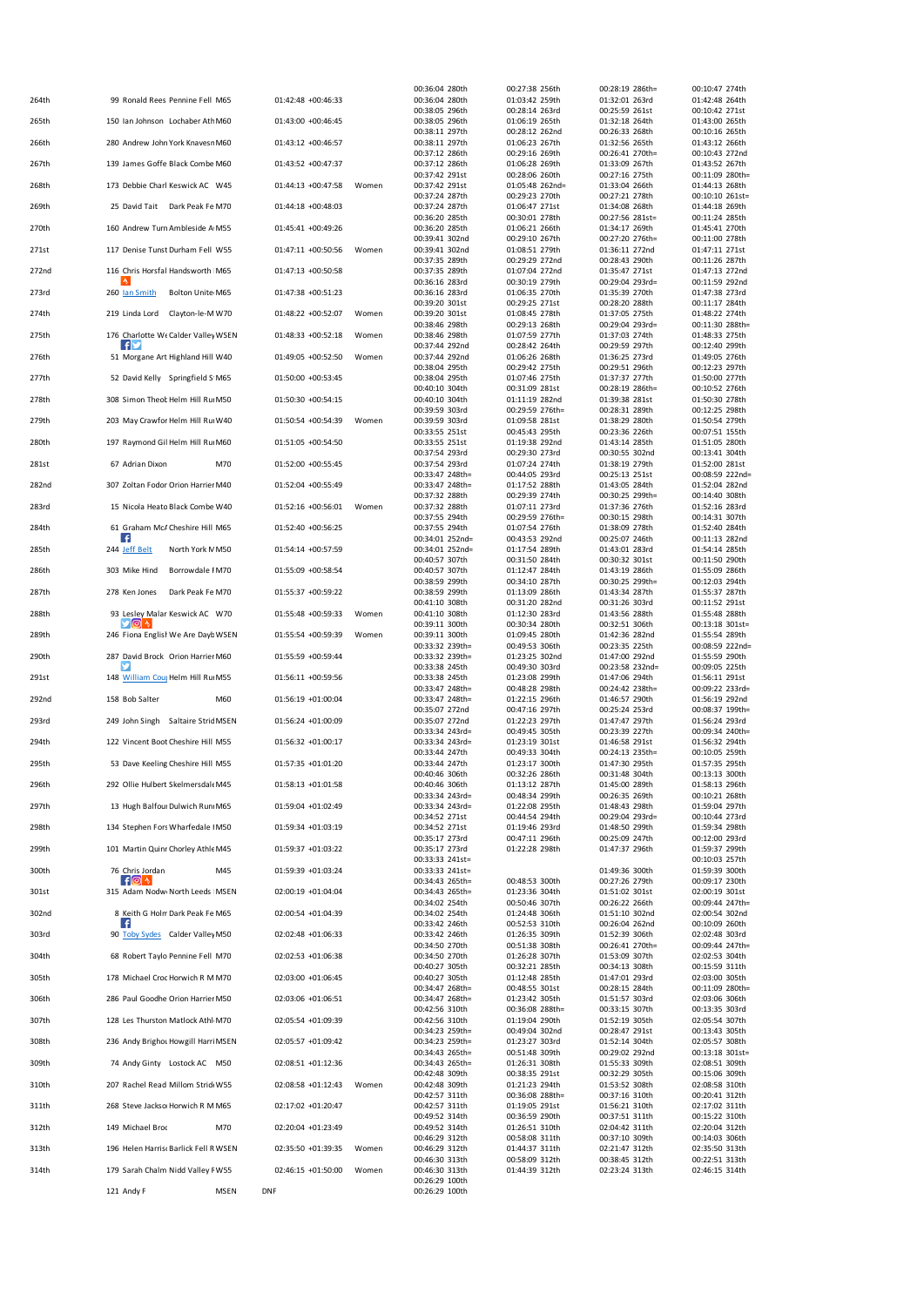| | | | | | | | | | |
|---|---|---|---|---|---|---|---|---|---|
| | | | | | | 00:36:04 280th | 00:27:38 256th | 00:28:19 286th= | 00:10:47 274th |
| 264th | 99 Ronald Rees | Pennine Fell | M65 | 01:42:48 +00:46:33 | | 00:36:04 280th | 01:03:42 259th | 01:32:01 263rd | 01:42:48 264th |
| | | | | | | 00:38:05 296th | 00:28:14 263rd | 00:25:59 261st | 00:10:42 271st |
| 265th | 150 Ian Johnson | Lochaber Ath | M60 | 01:43:00 +00:46:45 | | 00:38:05 296th | 01:06:19 265th | 01:32:18 264th | 01:43:00 265th |
| | | | | | | 00:38:11 297th | 00:28:12 262nd | 00:26:33 268th | 00:10:16 265th |
| 266th | 280 Andrew John | York Knavesn | M60 | 01:43:12 +00:46:57 | | 00:38:11 297th | 01:06:23 267th | 01:32:56 265th | 01:43:12 266th |
| | | | | | | 00:37:12 286th | 00:29:16 269th | 00:26:41 270th= | 00:10:43 272nd |
| 267th | 139 James Goffe | Black Combe | M60 | 01:43:52 +00:47:37 | | 00:37:12 286th | 01:06:28 269th | 01:33:09 267th | 01:43:52 267th |
| | | | | | | 00:37:42 291st | 00:28:06 260th | 00:27:16 275th | 00:11:09 280th= |
| 268th | 173 Debbie Charl | Keswick AC | W45 | 01:44:13 +00:47:58 | Women | 00:37:42 291st | 01:05:48 262nd= | 01:33:04 266th | 01:44:13 268th |
| | | | | | | 00:37:24 287th | 00:29:23 270th | 00:27:21 278th | 00:10:10 261st= |
| 269th | 25 David Tait | Dark Peak Fe | M70 | 01:44:18 +00:48:03 | | 00:37:24 287th | 01:06:47 271st | 01:34:08 268th | 01:44:18 269th |
| | | | | | | 00:36:20 285th | 00:30:01 278th | 00:27:56 281st= | 00:11:24 285th |
| 270th | 160 Andrew Turn | Ambleside A | M55 | 01:45:41 +00:49:26 | | 00:36:20 285th | 01:06:21 266th | 01:34:17 269th | 01:45:41 270th |
| | | | | | | 00:39:41 302nd | 00:29:10 267th | 00:27:20 276th= | 00:11:00 278th |
| 271st | 117 Denise Tunst | Durham Fell | W55 | 01:47:11 +00:50:56 | Women | 00:39:41 302nd | 01:08:51 279th | 01:36:11 272nd | 01:47:11 271st |
| | | | | | | 00:37:35 289th | 00:29:29 272nd | 00:28:43 290th | 00:11:26 287th |
| 272nd | 116 Chris Horsfal | Handsworth | M65 | 01:47:13 +00:50:58 | | 00:37:35 289th | 01:07:04 272nd | 01:35:47 271st | 01:47:13 272nd |
| | | | | | | 00:36:16 283rd | 00:30:19 279th | 00:29:04 293rd= | 00:11:59 292nd |
| 273rd | 260 Ian Smith | Bolton Unite | M65 | 01:47:38 +00:51:23 | | 00:36:16 283rd | 01:06:35 270th | 01:35:39 270th | 01:47:38 273rd |
| | | | | | | 00:39:20 301st | 00:29:25 271st | 00:28:20 288th | 00:11:17 284th |
| 274th | 219 Linda Lord | Clayton-le-M | W70 | 01:48:22 +00:52:07 | Women | 00:39:20 301st | 01:08:45 278th | 01:37:05 275th | 01:48:22 274th |
| | | | | | | 00:38:46 298th | 00:29:13 268th | 00:29:04 293rd= | 00:11:30 288th= |
| 275th | 176 Charlotte We | Calder Valley | WSEN | 01:48:33 +00:52:18 | Women | 00:38:46 298th | 01:07:59 277th | 01:37:03 274th | 01:48:33 275th |
| | | | | | | 00:37:44 292nd | 00:28:42 264th | 00:29:59 297th | 00:12:40 299th |
| 276th | 51 Morgane Art | Highland Hill | W40 | 01:49:05 +00:52:50 | Women | 00:37:44 292nd | 01:06:26 268th | 01:36:25 273rd | 01:49:05 276th |
| | | | | | | 00:38:04 295th | 00:29:42 275th | 00:29:51 296th | 00:12:23 297th |
| 277th | 52 David Kelly | Springfield S | M65 | 01:50:00 +00:53:45 | | 00:38:04 295th | 01:07:46 275th | 01:37:37 277th | 01:50:00 277th |
| | | | | | | 00:40:10 304th | 00:31:09 281st | 00:28:19 286th= | 00:10:52 276th |
| 278th | 308 Simon Theol | Helm Hill Ru | M50 | 01:50:30 +00:54:15 | | 00:40:10 304th | 01:11:19 282nd | 01:39:38 281st | 01:50:30 278th |
| | | | | | | 00:39:59 303rd | 00:29:59 276th= | 00:28:31 289th | 00:12:25 298th |
| 279th | 203 May Crawfor | Helm Hill Ru | W40 | 01:50:54 +00:54:39 | Women | 00:39:59 303rd | 01:09:58 281st | 01:38:29 280th | 01:50:54 279th |
| | | | | | | 00:33:55 251st | 00:45:43 295th | 00:23:36 226th | 00:07:51 155th |
| 280th | 197 Raymond Gil | Helm Hill Ru | M60 | 01:51:05 +00:54:50 | | 00:33:55 251st | 01:19:38 292nd | 01:43:14 285th | 01:51:05 280th |
| | | | | | | 00:37:54 293rd | 00:29:30 273rd | 00:30:55 302nd | 00:13:41 304th |
| 281st | 67 Adrian Dixon | | M70 | 01:52:00 +00:55:45 | | 00:37:54 293rd | 01:07:24 274th | 01:38:19 279th | 01:52:00 281st |
| | | | | | | 00:33:47 248th= | 00:44:05 293rd | 00:25:13 251st | 00:08:59 222nd= |
| 282nd | 307 Zoltan Fodor | Orion Harrier | M40 | 01:52:04 +00:55:49 | | 00:33:47 248th= | 01:17:52 288th | 01:43:05 284th | 01:52:04 282nd |
| | | | | | | 00:37:32 288th | 00:29:39 274th | 00:30:25 299th= | 00:14:40 308th |
| 283rd | 15 Nicola Heato | Black Combe | W40 | 01:52:16 +00:56:01 | Women | 00:37:32 288th | 01:07:11 273rd | 01:37:36 276th | 01:52:16 283rd |
| | | | | | | 00:37:55 294th | 00:29:59 276th= | 00:30:15 298th | 00:14:31 307th |
| 284th | 61 Graham McA | Cheshire Hill | M65 | 01:52:40 +00:56:25 | | 00:37:55 294th | 01:07:54 276th | 01:38:09 278th | 01:52:40 284th |
| | | | | | | 00:34:01 252nd= | 00:43:53 292nd | 00:25:07 246th | 00:11:13 282nd |
| 285th | 244 Jeff Belt | North York M | M50 | 01:54:14 +00:57:59 | | 00:34:01 252nd= | 01:17:54 289th | 01:43:01 283rd | 01:54:14 285th |
| | | | | | | 00:40:57 307th | 00:31:50 284th | 00:30:32 301st | 00:11:50 290th |
| 286th | 303 Mike Hind | Borrowdale F | M70 | 01:55:09 +00:58:54 | | 00:40:57 307th | 01:12:47 284th | 01:43:19 286th | 01:55:09 286th |
| | | | | | | 00:38:59 299th | 00:34:10 287th | 00:30:25 299th= | 00:12:03 294th |
| 287th | 278 Ken Jones | Dark Peak Fe | M70 | 01:55:37 +00:59:22 | | 00:38:59 299th | 01:13:09 286th | 01:43:34 287th | 01:55:37 287th |
| | | | | | | 00:41:10 308th | 00:31:20 282nd | 00:31:26 303rd | 00:11:52 291st |
| 288th | 93 Lesley Malar | Keswick AC | W70 | 01:55:48 +00:59:33 | Women | 00:41:10 308th | 01:12:30 283rd | 01:43:56 288th | 01:55:48 288th |
| | | | | | | 00:39:11 300th | 00:30:34 280th | 00:32:51 306th | 00:13:18 301st= |
| 289th | 246 Fiona Englist | We Are Dayb | WSEN | 01:55:54 +00:59:39 | Women | 00:39:11 300th | 01:09:45 280th | 01:42:36 282nd | 01:55:54 289th |
| | | | | | | 00:33:32 239th= | 00:49:53 306th | 00:23:35 225th | 00:08:59 222nd= |
| 290th | 287 David Brock | Orion Harrier | M60 | 01:55:59 +00:59:44 | | 00:33:32 239th= | 01:23:25 302nd | 01:47:00 292nd | 01:55:59 290th |
| | | | | | | 00:33:38 245th | 00:49:30 303rd | 00:23:58 232nd= | 00:09:05 225th |
| 291st | 148 William Cou | Helm Hill Ru | M55 | 01:56:11 +00:59:56 | | 00:33:38 245th | 01:23:08 299th | 01:47:06 294th | 01:56:11 291st |
| | | | | | | 00:33:47 248th= | 00:48:28 298th | 00:24:42 238th= | 00:09:22 233rd= |
| 292nd | 158 Bob Salter | | M60 | 01:56:19 +01:00:04 | | 00:33:47 248th= | 01:22:15 296th | 01:46:57 290th | 01:56:19 292nd |
| | | | | | | 00:35:07 272nd | 00:47:16 297th | 00:25:24 253rd | 00:08:37 199th= |
| 293rd | 249 John Singh | Saltaire Strid | MSEN | 01:56:24 +01:00:09 | | 00:35:07 272nd | 01:22:23 297th | 01:47:47 297th | 01:56:24 293rd |
| | | | | | | 00:33:34 243rd= | 00:49:45 305th | 00:23:39 227th | 00:09:34 240th= |
| 294th | 122 Vincent Boot | Cheshire Hill | M55 | 01:56:32 +01:00:17 | | 00:33:34 243rd= | 01:23:19 301st | 01:46:58 291st | 01:56:32 294th |
| | | | | | | 00:33:44 247th | 00:49:33 304th | 00:24:13 235th= | 00:10:05 259th |
| 295th | 53 Dave Keeling | Cheshire Hill | M55 | 01:57:35 +01:01:20 | | 00:33:44 247th | 01:23:17 300th | 01:47:30 295th | 01:57:35 295th |
| | | | | | | 00:40:46 306th | 00:32:26 286th | 00:31:48 304th | 00:13:13 300th |
| 296th | 292 Ollie Hulbert | Skelmersdal | M45 | 01:58:13 +01:01:58 | | 00:40:46 306th | 01:13:12 287th | 01:45:00 289th | 01:58:13 296th |
| | | | | | | 00:33:34 243rd= | 00:48:34 299th | 00:26:35 269th | 00:10:21 268th |
| 297th | 13 Hugh Balfour | Dulwich Runi | M65 | 01:59:04 +01:02:49 | | 00:33:34 243rd= | 01:22:08 295th | 01:48:43 298th | 01:59:04 297th |
| | | | | | | 00:34:52 271st | 00:44:54 294th | 00:29:04 293rd= | 00:10:44 273rd |
| 298th | 134 Stephen Fors | Wharfedale H | M50 | 01:59:34 +01:03:19 | | 00:34:52 271st | 01:19:46 293rd | 01:48:50 299th | 01:59:34 298th |
| | | | | | | 00:35:17 273rd | 00:47:11 296th | 00:25:09 247th | 00:12:00 293rd |
| 299th | 101 Martin Quinr | Chorley Athle | M45 | 01:59:37 +01:03:22 | | 00:35:17 273rd | 01:22:28 298th | 01:47:37 296th | 01:59:37 299th |
| | | | | | | 00:33:33 241st= | | | 00:10:03 257th |
| 300th | 76 Chris Jordan | | M45 | 01:59:39 +01:03:24 | | 00:33:33 241st= | | 01:49:36 300th | 01:59:39 300th |
| | | | | | | 00:34:43 265th= | 00:48:53 300th | 00:27:26 279th | 00:09:17 230th |
| 301st | 315 Adam Nodw | North Leeds | MSEN | 02:00:19 +01:04:04 | | 00:34:43 265th= | 01:23:36 304th | 01:51:02 301st | 02:00:19 301st |
| | | | | | | 00:34:02 254th | 00:50:46 307th | 00:26:22 266th | 00:09:44 247th= |
| 302nd | 8 Keith G Holn | Dark Peak Fe | M65 | 02:00:54 +01:04:39 | | 00:34:02 254th | 01:24:48 306th | 01:51:10 302nd | 02:00:54 302nd |
| | | | | | | 00:33:42 246th | 00:52:53 310th | 00:26:04 262nd | 00:10:09 260th |
| 303rd | 90 Toby Sydes | Calder Valley | M50 | 02:02:48 +01:06:33 | | 00:33:42 246th | 01:26:35 309th | 01:52:39 306th | 02:02:48 303rd |
| | | | | | | 00:34:50 270th | 00:51:38 308th | 00:26:41 270th= | 00:09:44 247th= |
| 304th | 68 Robert Taylo | Pennine Fell | M70 | 02:02:53 +01:06:38 | | 00:34:50 270th | 01:26:28 307th | 01:53:09 307th | 02:02:53 304th |
| | | | | | | 00:40:27 305th | 00:32:21 285th | 00:34:13 308th | 00:15:59 311th |
| 305th | 178 Michael Croc | Horwich R M | M70 | 02:03:00 +01:06:45 | | 00:40:27 305th | 01:12:48 285th | 01:47:01 293rd | 02:03:00 305th |
| | | | | | | 00:34:47 268th= | 00:48:55 301st | 00:28:15 284th | 00:11:09 280th= |
| 306th | 286 Paul Goodhe | Orion Harrier | M50 | 02:03:06 +01:06:51 | | 00:34:47 268th= | 01:23:42 305th | 01:51:57 303rd | 02:03:06 306th |
| | | | | | | 00:42:56 310th | 00:36:08 288th= | 00:33:15 307th | 00:13:35 303rd |
| 307th | 128 Les Thurston | Matlock Athl | M70 | 02:05:54 +01:09:39 | | 00:42:56 310th | 01:19:04 290th | 01:52:19 305th | 02:05:54 307th |
| | | | | | | 00:34:23 259th= | 00:49:04 302nd | 00:28:47 291st | 00:13:43 305th |
| 308th | 236 Andy Brighou | Howgill Harri | MSEN | 02:05:57 +01:09:42 | | 00:34:23 259th= | 01:23:27 303rd | 01:52:14 304th | 02:05:57 308th |
| | | | | | | 00:34:43 265th= | 00:51:48 309th | 00:29:02 292nd | 00:13:18 301st= |
| 309th | 74 Andy Ginty | Lostock AC | M50 | 02:08:51 +01:12:36 | | 00:34:43 265th= | 01:26:31 308th | 01:55:33 309th | 02:08:51 309th |
| | | | | | | 00:42:48 309th | 00:38:35 291st | 00:32:29 305th | 00:15:06 309th |
| 310th | 207 Rachel Read | Millom Strid | W55 | 02:08:58 +01:12:43 | Women | 00:42:48 309th | 01:21:23 294th | 01:53:52 308th | 02:08:58 310th |
| | | | | | | 00:42:57 311th | 00:36:08 288th= | 00:37:16 310th | 00:20:41 312th |
| 311th | 268 Steve Jackso | Horwich R M | M65 | 02:17:02 +01:20:47 | | 00:42:57 311th | 01:19:05 291st | 01:56:21 310th | 02:17:02 311th |
| | | | | | | 00:49:52 314th | 00:36:59 290th | 00:37:51 311th | 00:15:22 310th |
| 312th | 149 Michael Broc | | M70 | 02:20:04 +01:23:49 | | 00:49:52 314th | 01:26:51 310th | 02:04:42 311th | 02:20:04 312th |
| | | | | | | 00:46:29 312th | 00:58:08 311th | 00:37:10 309th | 00:14:03 306th |
| 313th | 196 Helen Harris | Barlick Fell R | WSEN | 02:35:50 +01:39:35 | Women | 00:46:29 312th | 01:44:37 311th | 02:21:47 312th | 02:35:50 313th |
| | | | | | | 00:46:30 313th | 00:58:09 312th | 00:38:45 312th | 00:22:51 313th |
| 314th | 179 Sarah Chalm | Nidd Valley F | W55 | 02:46:15 +01:50:00 | Women | 00:46:30 313th | 01:44:39 312th | 02:23:24 313th | 02:46:15 314th |
| | | | | | | 00:26:29 100th | | | |
| | 121 Andy F | | MSEN | DNF | | 00:26:29 100th | | | |